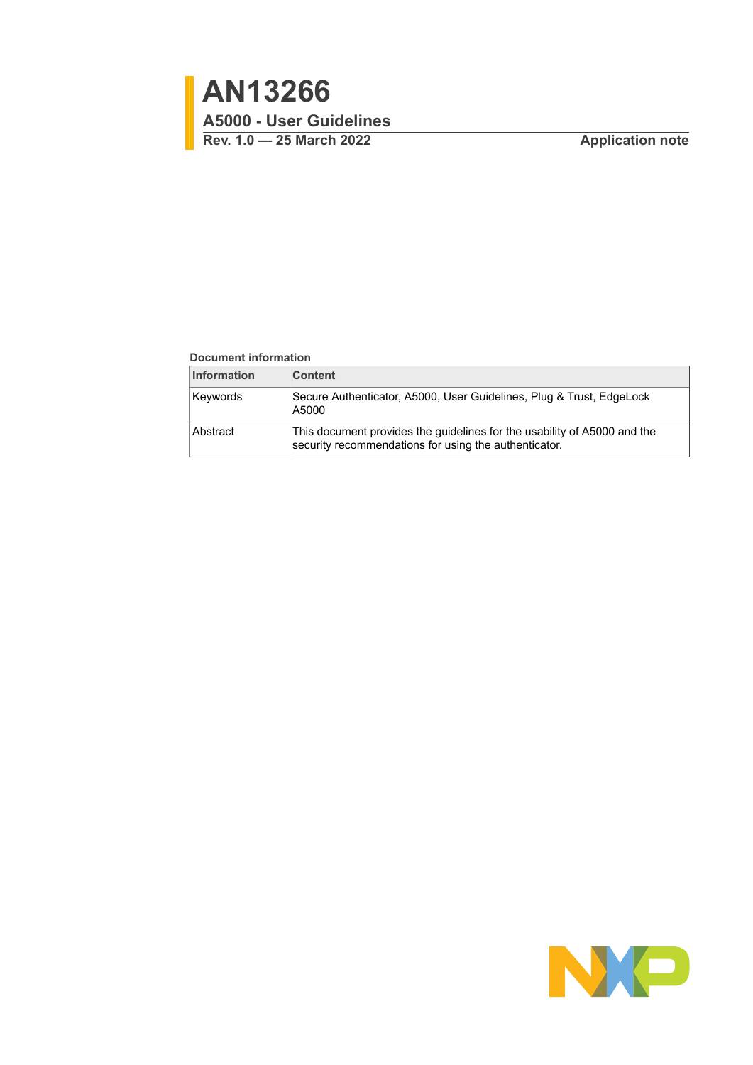# AN13266

## A5000 - User Guidelines

**Rev. 1.0 — 25 March 2022** **Application note**

**Document information**

| Information | Content |
| --- | --- |
| Keywords | Secure Authenticator, A5000, User Guidelines, Plug & Trust, EdgeLock A5000 |
| Abstract | This document provides the guidelines for the usability of A5000 and the security recommendations for using the authenticator. |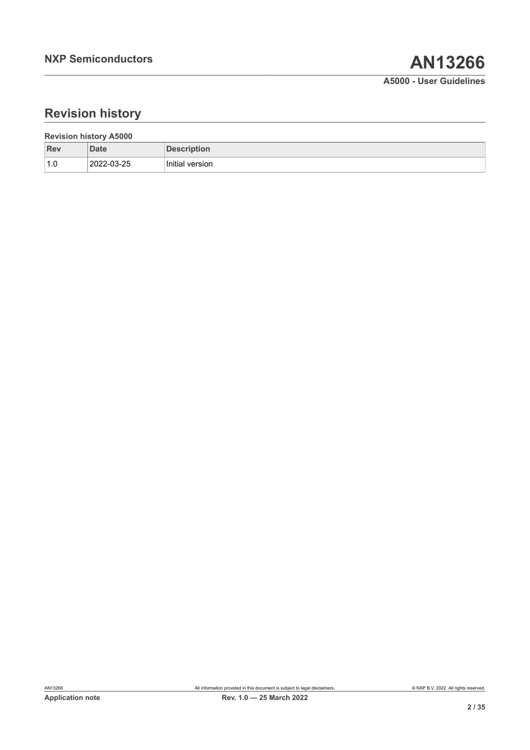# Revision history

**Revision history A5000**

| Rev | Date | Description |
| --- | --- | --- |
| 1.0 | 2022-03-25 | Initial version |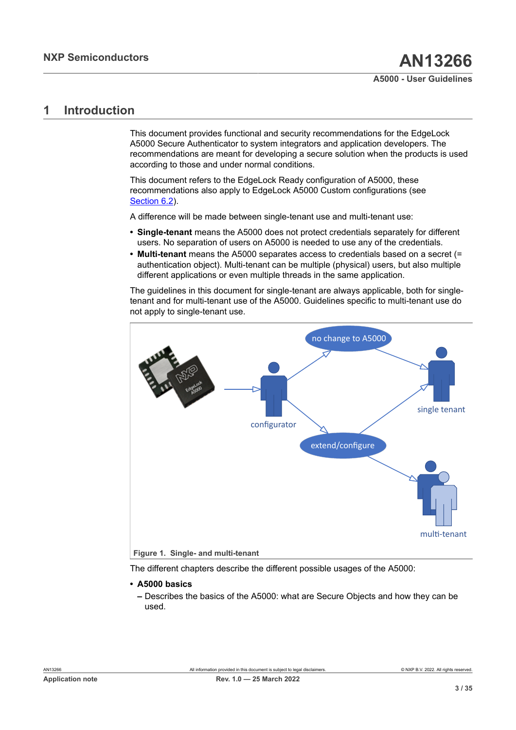# 1 Introduction

This document provides functional and security recommendations for the EdgeLock A5000 Secure Authenticator to system integrators and application developers. The recommendations are meant for developing a secure solution when the products is used according to those and under normal conditions.

This document refers to the EdgeLock Ready configuration of A5000, these recommendations also apply to EdgeLock A5000 Custom configurations (see Section 6.2).

A difference will be made between single-tenant use and multi-tenant use:

- **Single-tenant** means the A5000 does not protect credentials separately for different users. No separation of users on A5000 is needed to use any of the credentials.
- **Multi-tenant** means the A5000 separates access to credentials based on a secret (= authentication object). Multi-tenant can be multiple (physical) users, but also multiple different applications or even multiple threads in the same application.

The guidelines in this document for single-tenant are always applicable, both for single-tenant and for multi-tenant use of the A5000. Guidelines specific to multi-tenant use do not apply to single-tenant use.

Figure 1. Single- and multi-tenant

The different chapters describe the different possible usages of the A5000:

- **A5000 basics**
  - Describes the basics of the A5000: what are Secure Objects and how they can be used.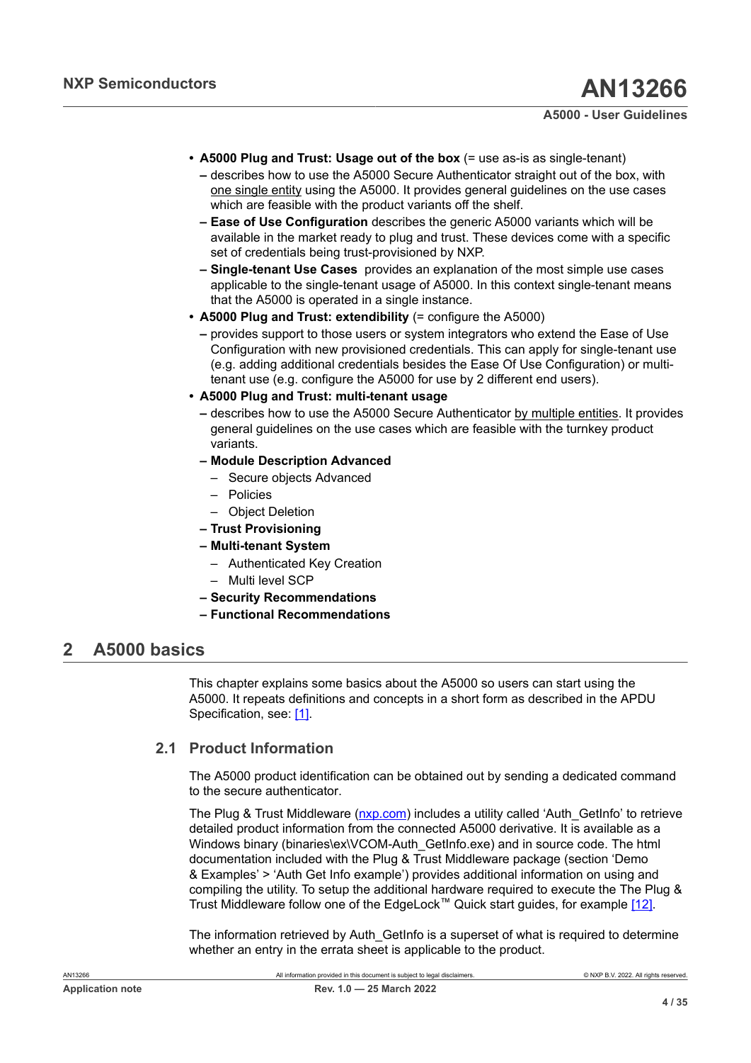- **A5000 Plug and Trust: Usage out of the box** (= use as-is as single-tenant)
  - describes how to use the A5000 Secure Authenticator straight out of the box, with one single entity using the A5000. It provides general guidelines on the use cases which are feasible with the product variants off the shelf.
  - **Ease of Use Configuration** describes the generic A5000 variants which will be available in the market ready to plug and trust. These devices come with a specific set of credentials being trust-provisioned by NXP.
  - **Single-tenant Use Cases** provides an explanation of the most simple use cases applicable to the single-tenant usage of A5000. In this context single-tenant means that the A5000 is operated in a single instance.
- **A5000 Plug and Trust: extendibility** (= configure the A5000)
  - provides support to those users or system integrators who extend the Ease of Use Configuration with new provisioned credentials. This can apply for single-tenant use (e.g. adding additional credentials besides the Ease Of Use Configuration) or multi-tenant use (e.g. configure the A5000 for use by 2 different end users).
- **A5000 Plug and Trust: multi-tenant usage**
  - describes how to use the A5000 Secure Authenticator by multiple entities. It provides general guidelines on the use cases which are feasible with the turnkey product variants.
  - **Module Description Advanced**
    - Secure objects Advanced
    - Policies
    - Object Deletion
  - **Trust Provisioning**
  - **Multi-tenant System**
    - Authenticated Key Creation
    - Multi level SCP
  - **Security Recommendations**
  - **Functional Recommendations**

# 2 A5000 basics

This chapter explains some basics about the A5000 so users can start using the A5000. It repeats definitions and concepts in a short form as described in the APDU Specification, see: [1].

## 2.1 Product Information

The A5000 product identification can be obtained out by sending a dedicated command to the secure authenticator.

The Plug & Trust Middleware (nxp.com) includes a utility called 'Auth_GetInfo' to retrieve detailed product information from the connected A5000 derivative. It is available as a Windows binary (binaries\ex\VCOM-Auth_GetInfo.exe) and in source code. The html documentation included with the Plug & Trust Middleware package (section 'Demo & Examples' > 'Auth Get Info example') provides additional information on using and compiling the utility. To setup the additional hardware required to execute the The Plug & Trust Middleware follow one of the EdgeLock™ Quick start guides, for example [12].

The information retrieved by Auth_GetInfo is a superset of what is required to determine whether an entry in the errata sheet is applicable to the product.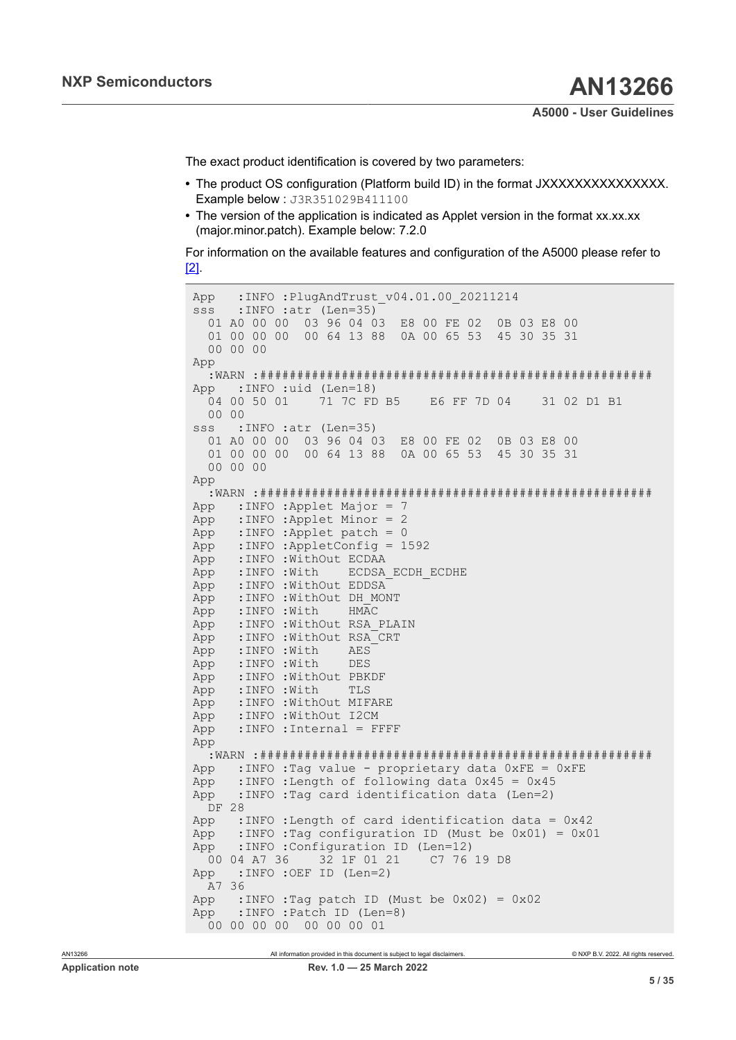The exact product identification is covered by two parameters:

- The product OS configuration (Platform build ID) in the format JXXXXXXXXXXXXXXX. Example below : `J3R351029B411100`
- The version of the application is indicated as Applet version in the format xx.xx.xx (major.minor.patch). Example below: 7.2.0

For information on the available features and configuration of the A5000 please refer to [2].

```
App   :INFO :PlugAndTrust_v04.01.00_20211214
sss   :INFO :atr (Len=35)
  01 A0 00 00  03 96 04 03  E8 00 FE 02  0B 03 E8 00
  01 00 00 00  00 64 13 88  0A 00 65 53  45 30 35 31
  00 00 00
App
  :WARN :##################################################
App   :INFO :uid (Len=18)
  04 00 50 01    71 7C FD B5    E6 FF 7D 04    31 02 D1 B1
  00 00
sss   :INFO :atr (Len=35)
  01 A0 00 00  03 96 04 03  E8 00 FE 02  0B 03 E8 00
  01 00 00 00  00 64 13 88  0A 00 65 53  45 30 35 31
  00 00 00
App
  :WARN :##################################################
App   :INFO :Applet Major = 7
App   :INFO :Applet Minor = 2
App   :INFO :Applet patch = 0
App   :INFO :AppletConfig = 1592
App   :INFO :WithOut ECDAA
App   :INFO :With    ECDSA_ECDH_ECDHE
App   :INFO :WithOut EDDSA
App   :INFO :WithOut DH_MONT
App   :INFO :With    HMAC
App   :INFO :WithOut RSA_PLAIN
App   :INFO :WithOut RSA_CRT
App   :INFO :With    AES
App   :INFO :With    DES
App   :INFO :WithOut PBKDF
App   :INFO :With    TLS
App   :INFO :WithOut MIFARE
App   :INFO :WithOut I2CM
App   :INFO :Internal = FFFF
App
  :WARN :##################################################
App   :INFO :Tag value - proprietary data 0xFE = 0xFE
App   :INFO :Length of following data 0x45 = 0x45
App   :INFO :Tag card identification data (Len=2)
  DF 28
App   :INFO :Length of card identification data = 0x42
App   :INFO :Tag configuration ID (Must be 0x01) = 0x01
App   :INFO :Configuration ID (Len=12)
  00 04 A7 36    32 1F 01 21    C7 76 19 D8
App   :INFO :OEF ID (Len=2)
  A7 36
App   :INFO :Tag patch ID (Must be 0x02) = 0x02
App   :INFO :Patch ID (Len=8)
  00 00 00 00  00 00 00 01
```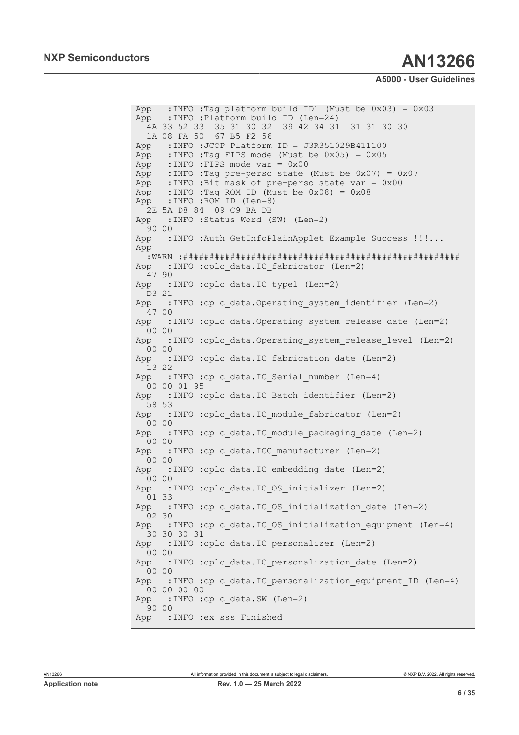```
App   :INFO :Tag platform build ID1 (Must be 0x03) = 0x03
App   :INFO :Platform build ID (Len=24)
  4A 33 52 33  35 31 30 32  39 42 34 31  31 31 30 30
  1A 08 FA 50  67 B5 F2 56
App   :INFO :JCOP Platform ID = J3R351029B411100
App   :INFO :Tag FIPS mode (Must be 0x05) = 0x05
App   :INFO :FIPS mode var = 0x00
App   :INFO :Tag pre-perso state (Must be 0x07) = 0x07
App   :INFO :Bit mask of pre-perso state var = 0x00
App   :INFO :Tag ROM ID (Must be 0x08) = 0x08
App   :INFO :ROM ID (Len=8)
  2E 5A D8 84  09 C9 BA DB
App   :INFO :Status Word (SW) (Len=2)
  90 00
App   :INFO :Auth_GetInfoPlainApplet Example Success !!!...
App
  :WARN :#####################################################
App   :INFO :cplc_data.IC_fabricator (Len=2)
  47 90
App   :INFO :cplc_data.IC_type1 (Len=2)
  D3 21
App   :INFO :cplc_data.Operating_system_identifier (Len=2)
  47 00
App   :INFO :cplc_data.Operating_system_release_date (Len=2)
  00 00
App   :INFO :cplc_data.Operating_system_release_level (Len=2)
  00 00
App   :INFO :cplc_data.IC_fabrication_date (Len=2)
  13 22
App   :INFO :cplc_data.IC_Serial_number (Len=4)
  00 00 01 95
App   :INFO :cplc_data.IC_Batch_identifier (Len=2)
  58 53
App   :INFO :cplc_data.IC_module_fabricator (Len=2)
  00 00
App   :INFO :cplc_data.IC_module_packaging_date (Len=2)
  00 00
App   :INFO :cplc_data.ICC_manufacturer (Len=2)
  00 00
App   :INFO :cplc_data.IC_embedding_date (Len=2)
  00 00
App   :INFO :cplc_data.IC_OS_initializer (Len=2)
  01 33
App   :INFO :cplc_data.IC_OS_initialization_date (Len=2)
  02 30
App   :INFO :cplc_data.IC_OS_initialization_equipment (Len=4)
  30 30 30 31
App   :INFO :cplc_data.IC_personalizer (Len=2)
  00 00
App   :INFO :cplc_data.IC_personalization_date (Len=2)
  00 00
App   :INFO :cplc_data.IC_personalization_equipment_ID (Len=4)
  00 00 00 00
App   :INFO :cplc_data.SW (Len=2)
  90 00
App   :INFO :ex_sss Finished
```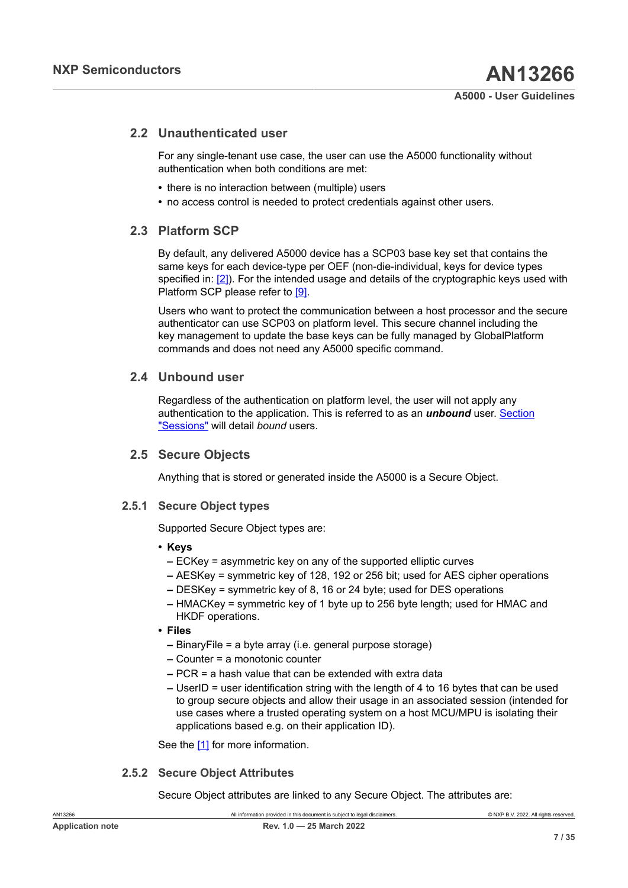## 2.2 Unauthenticated user

For any single-tenant use case, the user can use the A5000 functionality without authentication when both conditions are met:

- there is no interaction between (multiple) users
- no access control is needed to protect credentials against other users.

## 2.3 Platform SCP

By default, any delivered A5000 device has a SCP03 base key set that contains the same keys for each device-type per OEF (non-die-individual, keys for device types specified in: [2]). For the intended usage and details of the cryptographic keys used with Platform SCP please refer to [9].

Users who want to protect the communication between a host processor and the secure authenticator can use SCP03 on platform level. This secure channel including the key management to update the base keys can be fully managed by GlobalPlatform commands and does not need any A5000 specific command.

## 2.4 Unbound user

Regardless of the authentication on platform level, the user will not apply any authentication to the application. This is referred to as an ***unbound*** user. Section "Sessions" will detail *bound* users.

## 2.5 Secure Objects

Anything that is stored or generated inside the A5000 is a Secure Object.

### 2.5.1 Secure Object types

Supported Secure Object types are:

- **Keys**
  - ECKey = asymmetric key on any of the supported elliptic curves
  - AESKey = symmetric key of 128, 192 or 256 bit; used for AES cipher operations
  - DESKey = symmetric key of 8, 16 or 24 byte; used for DES operations
  - HMACKey = symmetric key of 1 byte up to 256 byte length; used for HMAC and HKDF operations.
- **Files**
  - BinaryFile = a byte array (i.e. general purpose storage)
  - Counter = a monotonic counter
  - PCR = a hash value that can be extended with extra data
  - UserID = user identification string with the length of 4 to 16 bytes that can be used to group secure objects and allow their usage in an associated session (intended for use cases where a trusted operating system on a host MCU/MPU is isolating their applications based e.g. on their application ID).

See the [1] for more information.

### 2.5.2 Secure Object Attributes

Secure Object attributes are linked to any Secure Object. The attributes are: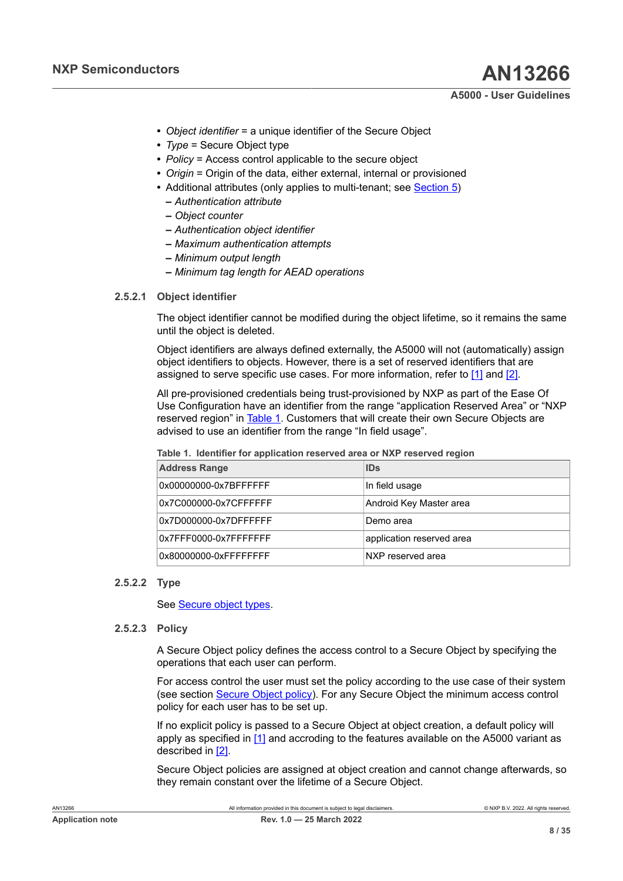- *Object identifier* = a unique identifier of the Secure Object
- *Type* = Secure Object type
- *Policy* = Access control applicable to the secure object
- *Origin* = Origin of the data, either external, internal or provisioned
- Additional attributes (only applies to multi-tenant; see Section 5)
  - *Authentication attribute*
  - *Object counter*
  - *Authentication object identifier*
  - *Maximum authentication attempts*
  - *Minimum output length*
  - *Minimum tag length for AEAD operations*

#### 2.5.2.1 Object identifier

The object identifier cannot be modified during the object lifetime, so it remains the same until the object is deleted.

Object identifiers are always defined externally, the A5000 will not (automatically) assign object identifiers to objects. However, there is a set of reserved identifiers that are assigned to serve specific use cases. For more information, refer to [1] and [2].

All pre-provisioned credentials being trust-provisioned by NXP as part of the Ease Of Use Configuration have an identifier from the range “application Reserved Area” or “NXP reserved region” in Table 1. Customers that will create their own Secure Objects are advised to use an identifier from the range “In field usage”.

**Table 1. Identifier for application reserved area or NXP reserved region**

| Address Range | IDs |
| --- | --- |
| 0x00000000-0x7BFFFFFF | In field usage |
| 0x7C000000-0x7CFFFFFF | Android Key Master area |
| 0x7D000000-0x7DFFFFFF | Demo area |
| 0x7FFF0000-0x7FFFFFFF | application reserved area |
| 0x80000000-0xFFFFFFFF | NXP reserved area |

#### 2.5.2.2 Type

See Secure object types.

#### 2.5.2.3 Policy

A Secure Object policy defines the access control to a Secure Object by specifying the operations that each user can perform.

For access control the user must set the policy according to the use case of their system (see section Secure Object policy). For any Secure Object the minimum access control policy for each user has to be set up.

If no explicit policy is passed to a Secure Object at object creation, a default policy will apply as specified in [1] and accroding to the features available on the A5000 variant as described in [2].

Secure Object policies are assigned at object creation and cannot change afterwards, so they remain constant over the lifetime of a Secure Object.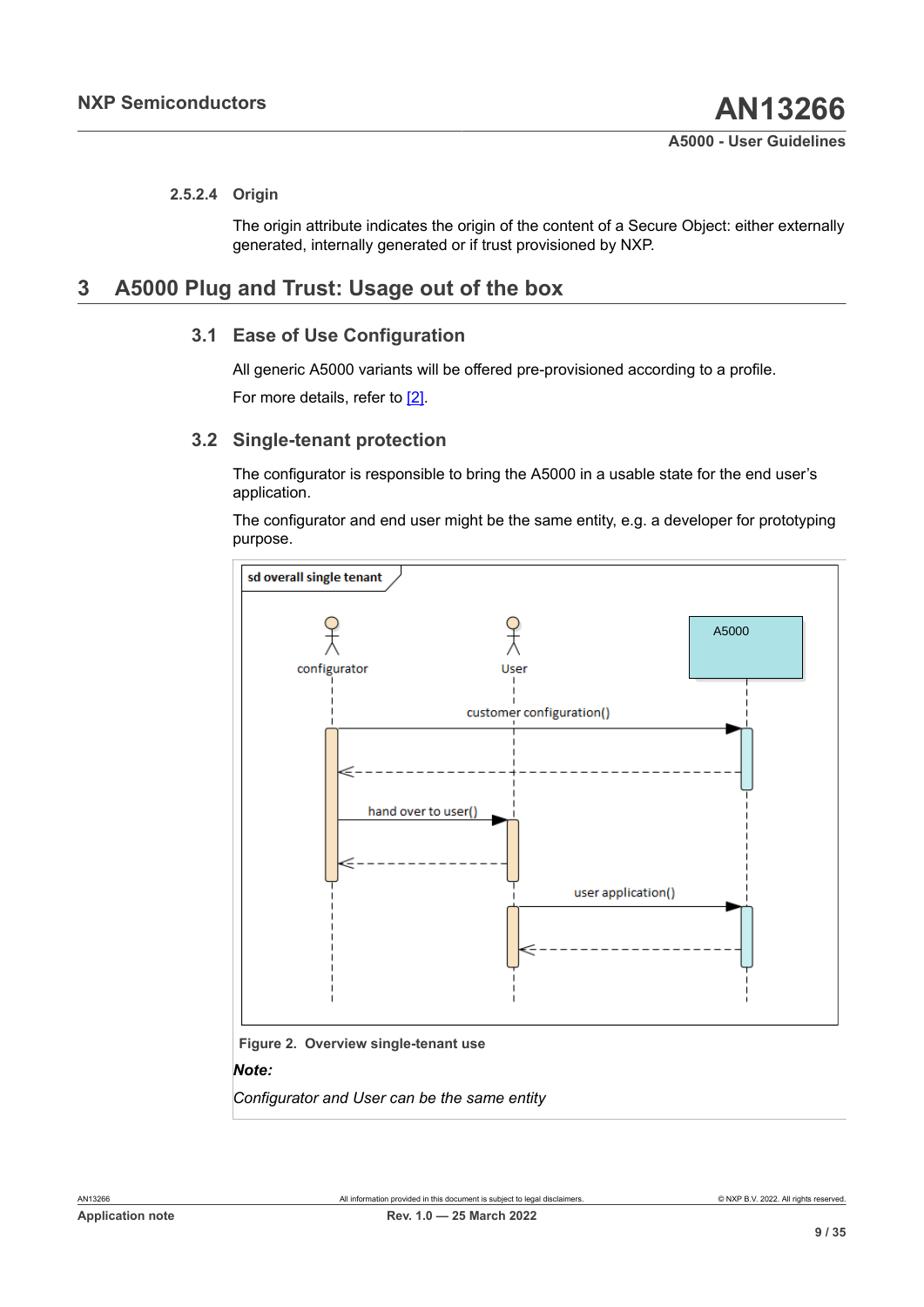#### 2.5.2.4 Origin

The origin attribute indicates the origin of the content of a Secure Object: either externally generated, internally generated or if trust provisioned by NXP.

# 3 A5000 Plug and Trust: Usage out of the box

## 3.1 Ease of Use Configuration

All generic A5000 variants will be offered pre-provisioned according to a profile.

For more details, refer to [2].

## 3.2 Single-tenant protection

The configurator is responsible to bring the A5000 in a usable state for the end user's application.

The configurator and end user might be the same entity, e.g. a developer for prototyping purpose.

sd overall single tenant

configurator User A5000

customer configuration()

hand over to user()

user application()

**Figure 2. Overview single-tenant use**

***Note:***

*Configurator and User can be the same entity*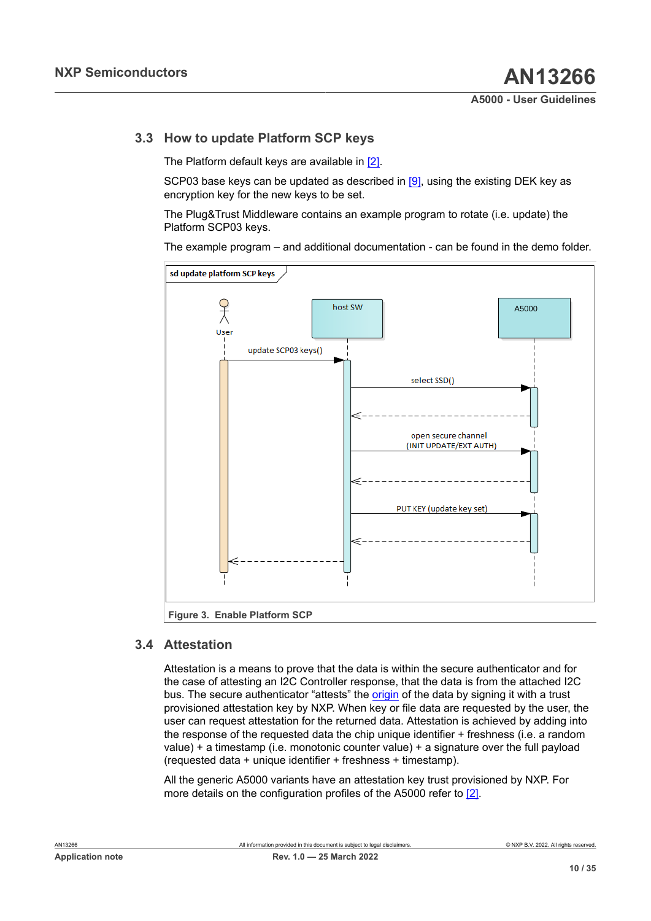### 3.3 How to update Platform SCP keys

The Platform default keys are available in [2].

SCP03 base keys can be updated as described in [9], using the existing DEK key as encryption key for the new keys to be set.

The Plug&Trust Middleware contains an example program to rotate (i.e. update) the Platform SCP03 keys.

The example program – and additional documentation - can be found in the demo folder.

sd update platform SCP keys

User — host SW — A5000

update SCP03 keys()

select SSD()

open secure channel (INIT UPDATE/EXT AUTH)

PUT KEY (update key set)

Figure 3. Enable Platform SCP

### 3.4 Attestation

Attestation is a means to prove that the data is within the secure authenticator and for the case of attesting an I2C Controller response, that the data is from the attached I2C bus. The secure authenticator "attests" the origin of the data by signing it with a trust provisioned attestation key by NXP. When key or file data are requested by the user, the user can request attestation for the returned data. Attestation is achieved by adding into the response of the requested data the chip unique identifier + freshness (i.e. a random value) + a timestamp (i.e. monotonic counter value) + a signature over the full payload (requested data + unique identifier + freshness + timestamp).

All the generic A5000 variants have an attestation key trust provisioned by NXP. For more details on the configuration profiles of the A5000 refer to [2].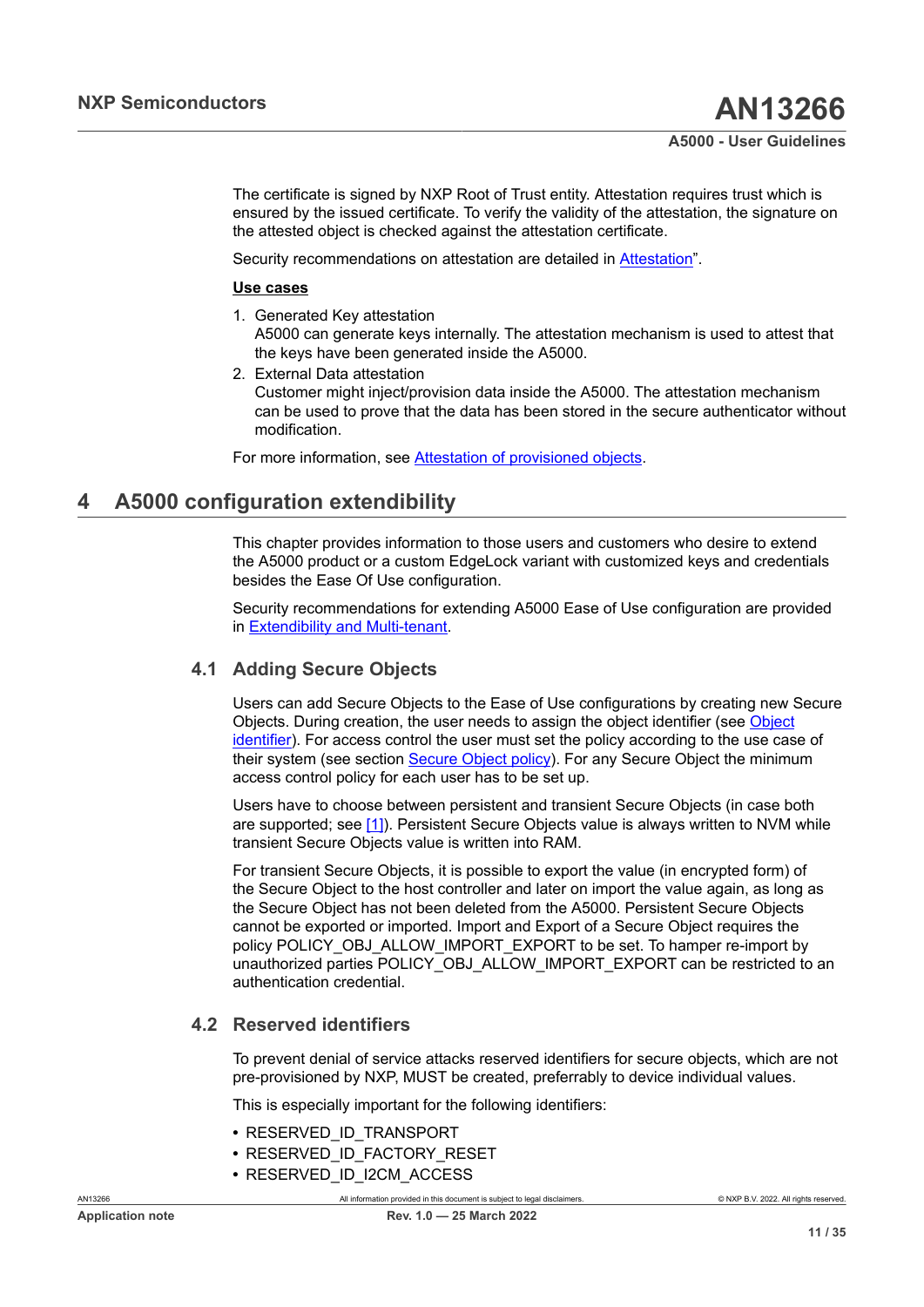The certificate is signed by NXP Root of Trust entity. Attestation requires trust which is ensured by the issued certificate. To verify the validity of the attestation, the signature on the attested object is checked against the attestation certificate.

Security recommendations on attestation are detailed in Attestation".

**Use cases**

1. Generated Key attestation
   A5000 can generate keys internally. The attestation mechanism is used to attest that the keys have been generated inside the A5000.
2. External Data attestation
   Customer might inject/provision data inside the A5000. The attestation mechanism can be used to prove that the data has been stored in the secure authenticator without modification.

For more information, see Attestation of provisioned objects.

# 4 A5000 configuration extendibility

This chapter provides information to those users and customers who desire to extend the A5000 product or a custom EdgeLock variant with customized keys and credentials besides the Ease Of Use configuration.

Security recommendations for extending A5000 Ease of Use configuration are provided in Extendibility and Multi-tenant.

## 4.1 Adding Secure Objects

Users can add Secure Objects to the Ease of Use configurations by creating new Secure Objects. During creation, the user needs to assign the object identifier (see Object identifier). For access control the user must set the policy according to the use case of their system (see section Secure Object policy). For any Secure Object the minimum access control policy for each user has to be set up.

Users have to choose between persistent and transient Secure Objects (in case both are supported; see [1]). Persistent Secure Objects value is always written to NVM while transient Secure Objects value is written into RAM.

For transient Secure Objects, it is possible to export the value (in encrypted form) of the Secure Object to the host controller and later on import the value again, as long as the Secure Object has not been deleted from the A5000. Persistent Secure Objects cannot be exported or imported. Import and Export of a Secure Object requires the policy POLICY_OBJ_ALLOW_IMPORT_EXPORT to be set. To hamper re-import by unauthorized parties POLICY_OBJ_ALLOW_IMPORT_EXPORT can be restricted to an authentication credential.

## 4.2 Reserved identifiers

To prevent denial of service attacks reserved identifiers for secure objects, which are not pre-provisioned by NXP, MUST be created, preferrably to device individual values.

This is especially important for the following identifiers:

- RESERVED_ID_TRANSPORT
- RESERVED_ID_FACTORY_RESET
- RESERVED_ID_I2CM_ACCESS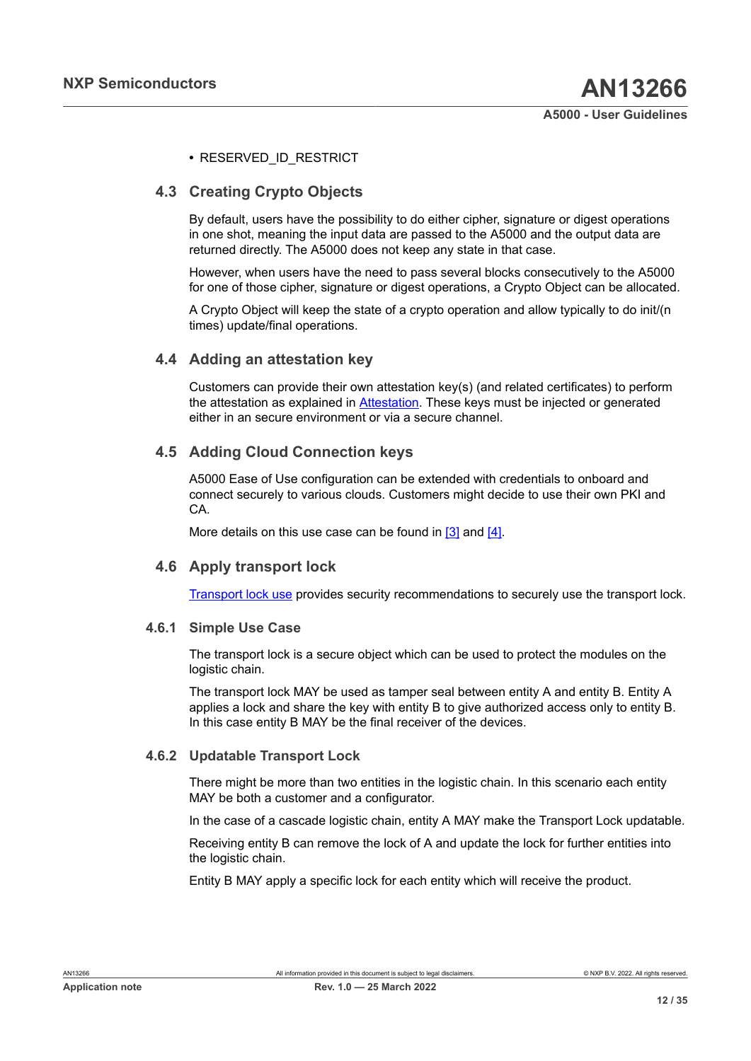- RESERVED_ID_RESTRICT

## 4.3 Creating Crypto Objects

By default, users have the possibility to do either cipher, signature or digest operations in one shot, meaning the input data are passed to the A5000 and the output data are returned directly. The A5000 does not keep any state in that case.

However, when users have the need to pass several blocks consecutively to the A5000 for one of those cipher, signature or digest operations, a Crypto Object can be allocated.

A Crypto Object will keep the state of a crypto operation and allow typically to do init/(n times) update/final operations.

## 4.4 Adding an attestation key

Customers can provide their own attestation key(s) (and related certificates) to perform the attestation as explained in Attestation. These keys must be injected or generated either in an secure environment or via a secure channel.

## 4.5 Adding Cloud Connection keys

A5000 Ease of Use configuration can be extended with credentials to onboard and connect securely to various clouds. Customers might decide to use their own PKI and CA.

More details on this use case can be found in [3] and [4].

## 4.6 Apply transport lock

Transport lock use provides security recommendations to securely use the transport lock.

### 4.6.1 Simple Use Case

The transport lock is a secure object which can be used to protect the modules on the logistic chain.

The transport lock MAY be used as tamper seal between entity A and entity B. Entity A applies a lock and share the key with entity B to give authorized access only to entity B. In this case entity B MAY be the final receiver of the devices.

### 4.6.2 Updatable Transport Lock

There might be more than two entities in the logistic chain. In this scenario each entity MAY be both a customer and a configurator.

In the case of a cascade logistic chain, entity A MAY make the Transport Lock updatable.

Receiving entity B can remove the lock of A and update the lock for further entities into the logistic chain.

Entity B MAY apply a specific lock for each entity which will receive the product.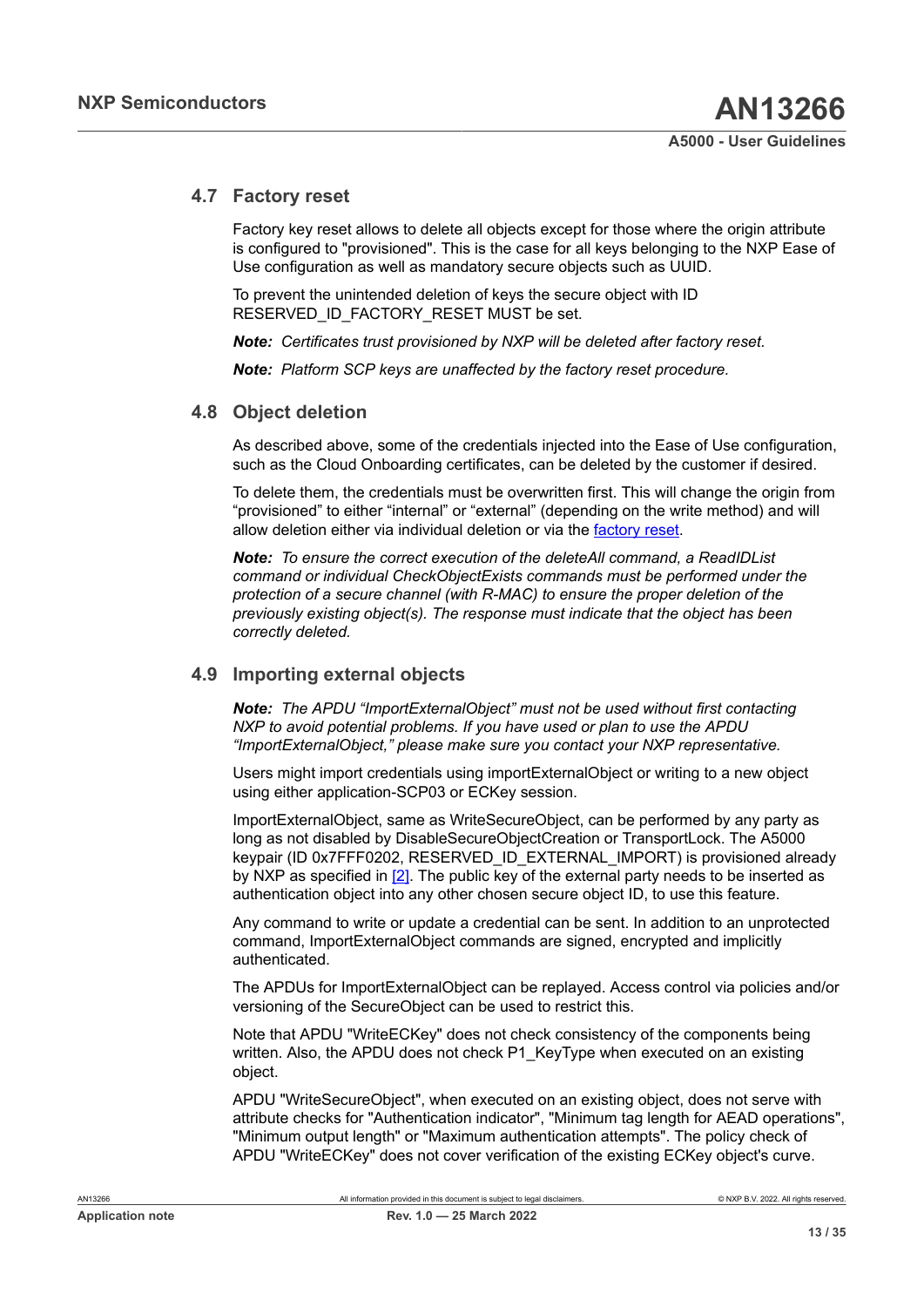## 4.7 Factory reset

Factory key reset allows to delete all objects except for those where the origin attribute is configured to "provisioned". This is the case for all keys belonging to the NXP Ease of Use configuration as well as mandatory secure objects such as UUID.

To prevent the unintended deletion of keys the secure object with ID RESERVED_ID_FACTORY_RESET MUST be set.

***Note:*** *Certificates trust provisioned by NXP will be deleted after factory reset.*

***Note:*** *Platform SCP keys are unaffected by the factory reset procedure.*

## 4.8 Object deletion

As described above, some of the credentials injected into the Ease of Use configuration, such as the Cloud Onboarding certificates, can be deleted by the customer if desired.

To delete them, the credentials must be overwritten first. This will change the origin from “provisioned” to either “internal” or “external” (depending on the write method) and will allow deletion either via individual deletion or via the factory reset.

***Note:*** *To ensure the correct execution of the deleteAll command, a ReadIDList command or individual CheckObjectExists commands must be performed under the protection of a secure channel (with R-MAC) to ensure the proper deletion of the previously existing object(s). The response must indicate that the object has been correctly deleted.*

## 4.9 Importing external objects

***Note:*** *The APDU “ImportExternalObject” must not be used without first contacting NXP to avoid potential problems. If you have used or plan to use the APDU “ImportExternalObject,” please make sure you contact your NXP representative.*

Users might import credentials using importExternalObject or writing to a new object using either application-SCP03 or ECKey session.

ImportExternalObject, same as WriteSecureObject, can be performed by any party as long as not disabled by DisableSecureObjectCreation or TransportLock. The A5000 keypair (ID 0x7FFF0202, RESERVED_ID_EXTERNAL_IMPORT) is provisioned already by NXP as specified in [2]. The public key of the external party needs to be inserted as authentication object into any other chosen secure object ID, to use this feature.

Any command to write or update a credential can be sent. In addition to an unprotected command, ImportExternalObject commands are signed, encrypted and implicitly authenticated.

The APDUs for ImportExternalObject can be replayed. Access control via policies and/or versioning of the SecureObject can be used to restrict this.

Note that APDU "WriteECKey" does not check consistency of the components being written. Also, the APDU does not check P1_KeyType when executed on an existing object.

APDU "WriteSecureObject", when executed on an existing object, does not serve with attribute checks for "Authentication indicator", "Minimum tag length for AEAD operations", "Minimum output length" or "Maximum authentication attempts". The policy check of APDU "WriteECKey" does not cover verification of the existing ECKey object's curve.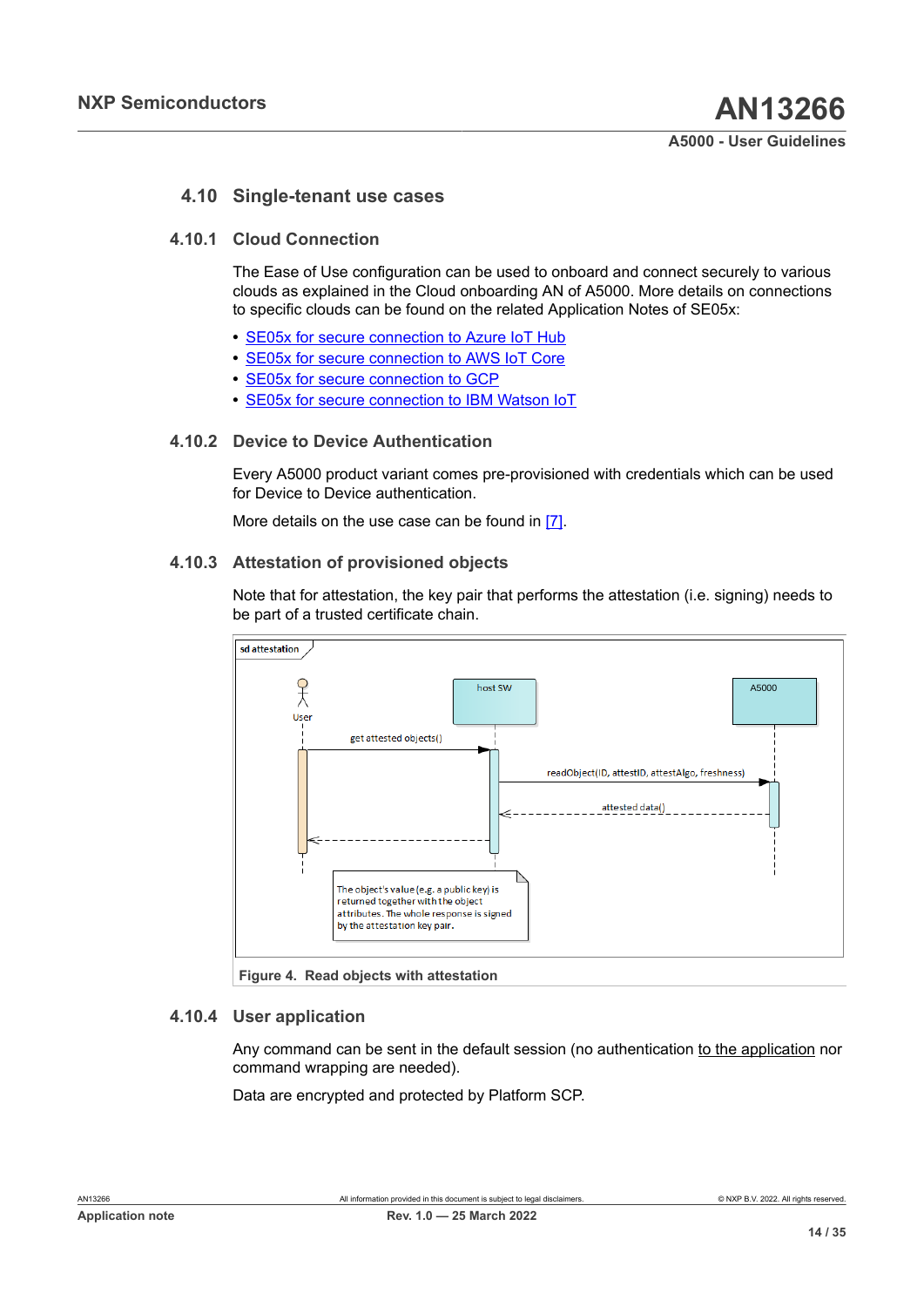## 4.10 Single-tenant use cases

### 4.10.1 Cloud Connection

The Ease of Use configuration can be used to onboard and connect securely to various clouds as explained in the Cloud onboarding AN of A5000. More details on connections to specific clouds can be found on the related Application Notes of SE05x:

- SE05x for secure connection to Azure IoT Hub
- SE05x for secure connection to AWS IoT Core
- SE05x for secure connection to GCP
- SE05x for secure connection to IBM Watson IoT

### 4.10.2 Device to Device Authentication

Every A5000 product variant comes pre-provisioned with credentials which can be used for Device to Device authentication.

More details on the use case can be found in [7].

### 4.10.3 Attestation of provisioned objects

Note that for attestation, the key pair that performs the attestation (i.e. signing) needs to be part of a trusted certificate chain.

sd attestation

User | host SW | A5000

get attested objects()

readObject(ID, attestID, attestAlgo, freshness)

attested data()

The object's value (e.g. a public key) is returned together with the object attributes. The whole response is signed by the attestation key pair.

**Figure 4. Read objects with attestation**

### 4.10.4 User application

Any command can be sent in the default session (no authentication to the application nor command wrapping are needed).

Data are encrypted and protected by Platform SCP.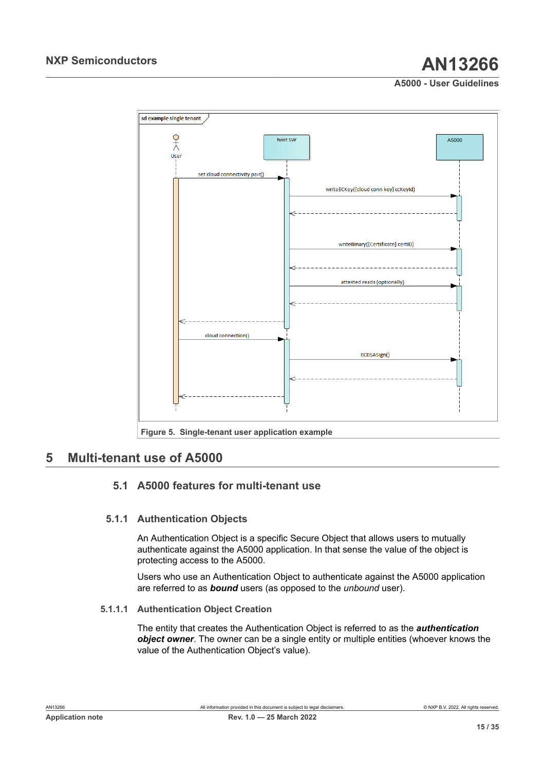Figure 5. Single-tenant user application example

# 5 Multi-tenant use of A5000

## 5.1 A5000 features for multi-tenant use

### 5.1.1 Authentication Objects

An Authentication Object is a specific Secure Object that allows users to mutually authenticate against the A5000 application. In that sense the value of the object is protecting access to the A5000.

Users who use an Authentication Object to authenticate against the A5000 application are referred to as ***bound*** users (as opposed to the *unbound* user).

#### 5.1.1.1 Authentication Object Creation

The entity that creates the Authentication Object is referred to as the ***authentication object owner***. The owner can be a single entity or multiple entities (whoever knows the value of the Authentication Object's value).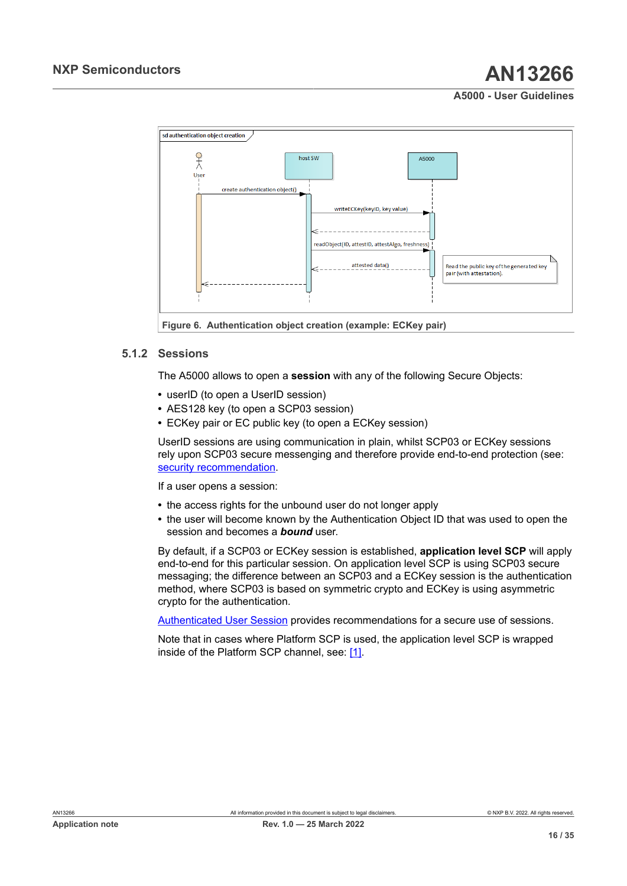Figure 6. Authentication object creation (example: ECKey pair)

### 5.1.2 Sessions

The A5000 allows to open a **session** with any of the following Secure Objects:

- userID (to open a UserID session)
- AES128 key (to open a SCP03 session)
- ECKey pair or EC public key (to open a ECKey session)

UserID sessions are using communication in plain, whilst SCP03 or ECKey sessions rely upon SCP03 secure messenging and therefore provide end-to-end protection (see: security recommendation.

If a user opens a session:

- the access rights for the unbound user do not longer apply
- the user will become known by the Authentication Object ID that was used to open the session and becomes a ***bound*** user.

By default, if a SCP03 or ECKey session is established, **application level SCP** will apply end-to-end for this particular session. On application level SCP is using SCP03 secure messaging; the difference between an SCP03 and a ECKey session is the authentication method, where SCP03 is based on symmetric crypto and ECKey is using asymmetric crypto for the authentication.

Authenticated User Session provides recommendations for a secure use of sessions.

Note that in cases where Platform SCP is used, the application level SCP is wrapped inside of the Platform SCP channel, see: [1].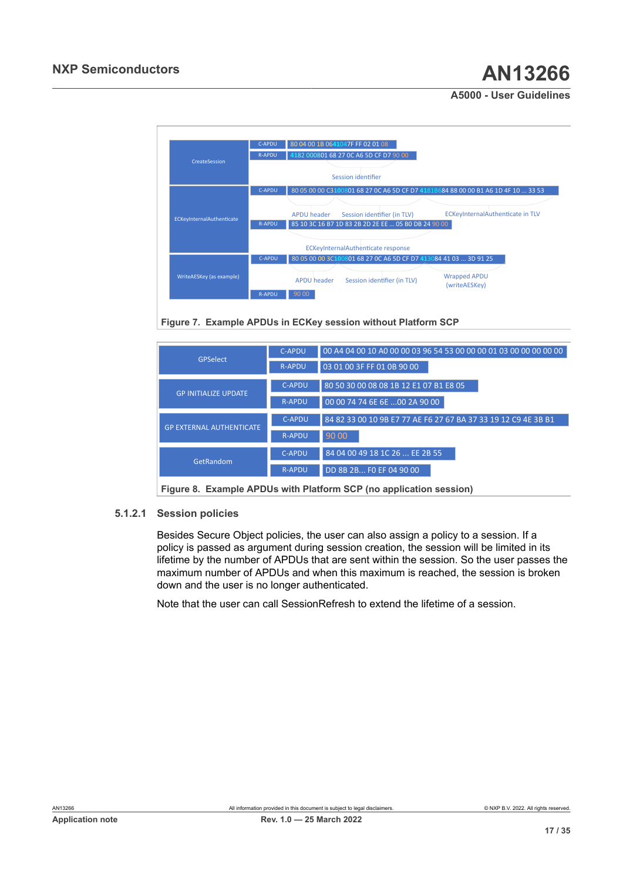| | | |
|---|---|---|
| CreateSession | C-APDU | 80 04 00 1B 06 41 04 7F FF 02 01 08 |
| | R-APDU | 41 82 00 08 01 68 27 0C A6 5D CF D7 90 00 |
| | | Session identifier |
| ECKeyInternalAuthenticate | C-APDU | 80 05 00 00 C3 10 08 01 68 27 0C A6 5D CF D7 41 81 B6 84 88 00 00 B1 A6 1D 4F 10 ... 33 53 |
| | | APDU header / Session identifier (in TLV) / ECKeyInternalAuthenticate in TLV |
| | R-APDU | 85 10 3C 16 B7 1D 83 2B 2D 2E EE ... 05 B0 DB 24 90 00 |
| | | ECKeyInternalAuthenticate response |
| WriteAESKey (as example) | C-APDU | 80 05 00 00 3C 10 08 01 68 27 0C A6 5D CF D7 41 30 84 41 03 ... 3D 91 25 |
| | | APDU header / Session identifier (in TLV) / Wrapped APDU (writeAESKey) |
| | R-APDU | 90 00 |

Figure 7. Example APDUs in ECKey session without Platform SCP

| | | |
|---|---|---|
| GPSelect | C-APDU | 00 A4 04 00 10 A0 00 00 03 96 54 53 00 00 00 01 03 00 00 00 00 00 |
| | R-APDU | 03 01 00 3F FF 01 0B 90 00 |
| GP INITIALIZE UPDATE | C-APDU | 80 50 30 00 08 08 1B 12 E1 07 B1 E8 05 |
| | R-APDU | 00 00 74 74 6E 6E ...00 2A 90 00 |
| GP EXTERNAL AUTHENTICATE | C-APDU | 84 82 33 00 10 9B E7 77 AE F6 27 67 BA 37 33 19 12 C9 4E 3B B1 |
| | R-APDU | 90 00 |
| GetRandom | C-APDU | 84 04 00 49 18 1C 26 ... EE 2B 55 |
| | R-APDU | DD 8B 2B... F0 EF 04 90 00 |

Figure 8. Example APDUs with Platform SCP (no application session)

#### 5.1.2.1 Session policies

Besides Secure Object policies, the user can also assign a policy to a session. If a policy is passed as argument during session creation, the session will be limited in its lifetime by the number of APDUs that are sent within the session. So the user passes the maximum number of APDUs and when this maximum is reached, the session is broken down and the user is no longer authenticated.

Note that the user can call SessionRefresh to extend the lifetime of a session.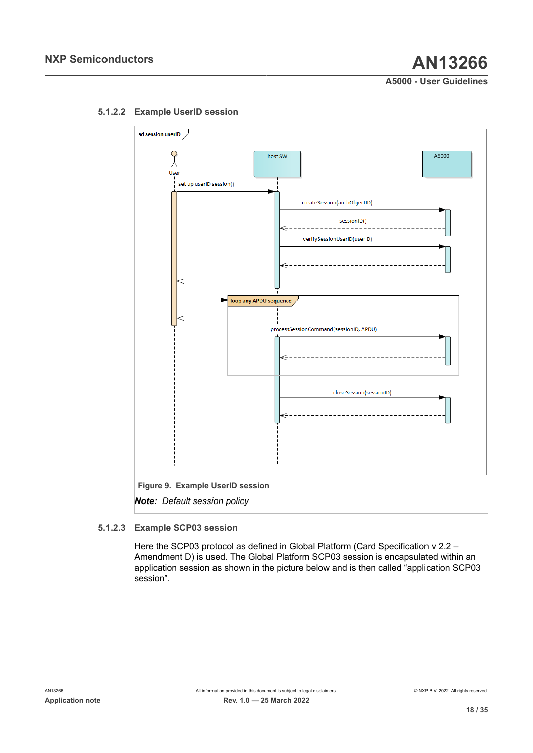### 5.1.2.2 Example UserID session

Figure 9. Example UserID session

***Note:*** *Default session policy*

### 5.1.2.3 Example SCP03 session

Here the SCP03 protocol as defined in Global Platform (Card Specification v 2.2 – Amendment D) is used. The Global Platform SCP03 session is encapsulated within an application session as shown in the picture below and is then called “application SCP03 session”.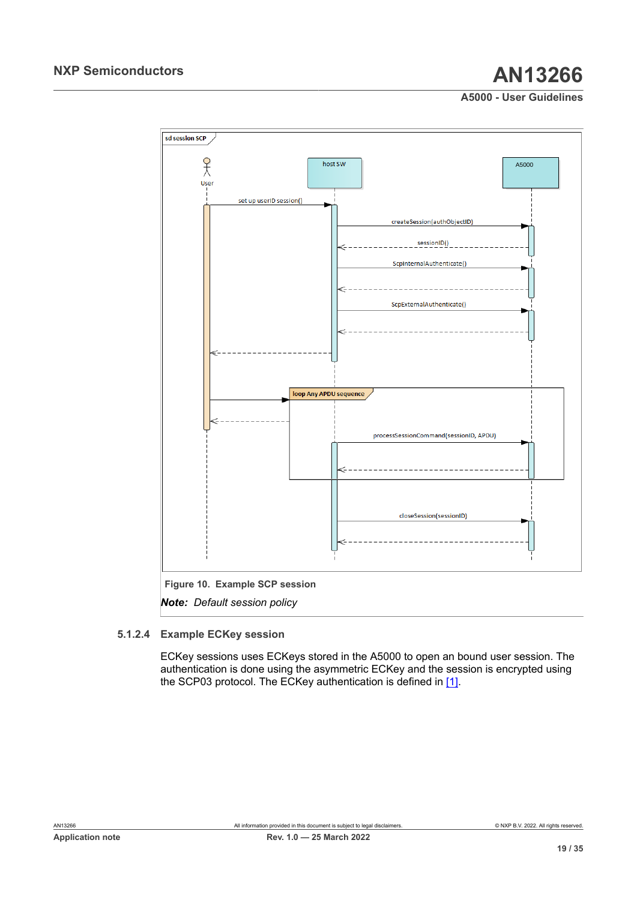Figure 10. Example SCP session

***Note:*** *Default session policy*

### 5.1.2.4 Example ECKey session

ECKey sessions uses ECKeys stored in the A5000 to open an bound user session. The authentication is done using the asymmetric ECKey and the session is encrypted using the SCP03 protocol. The ECKey authentication is defined in [1].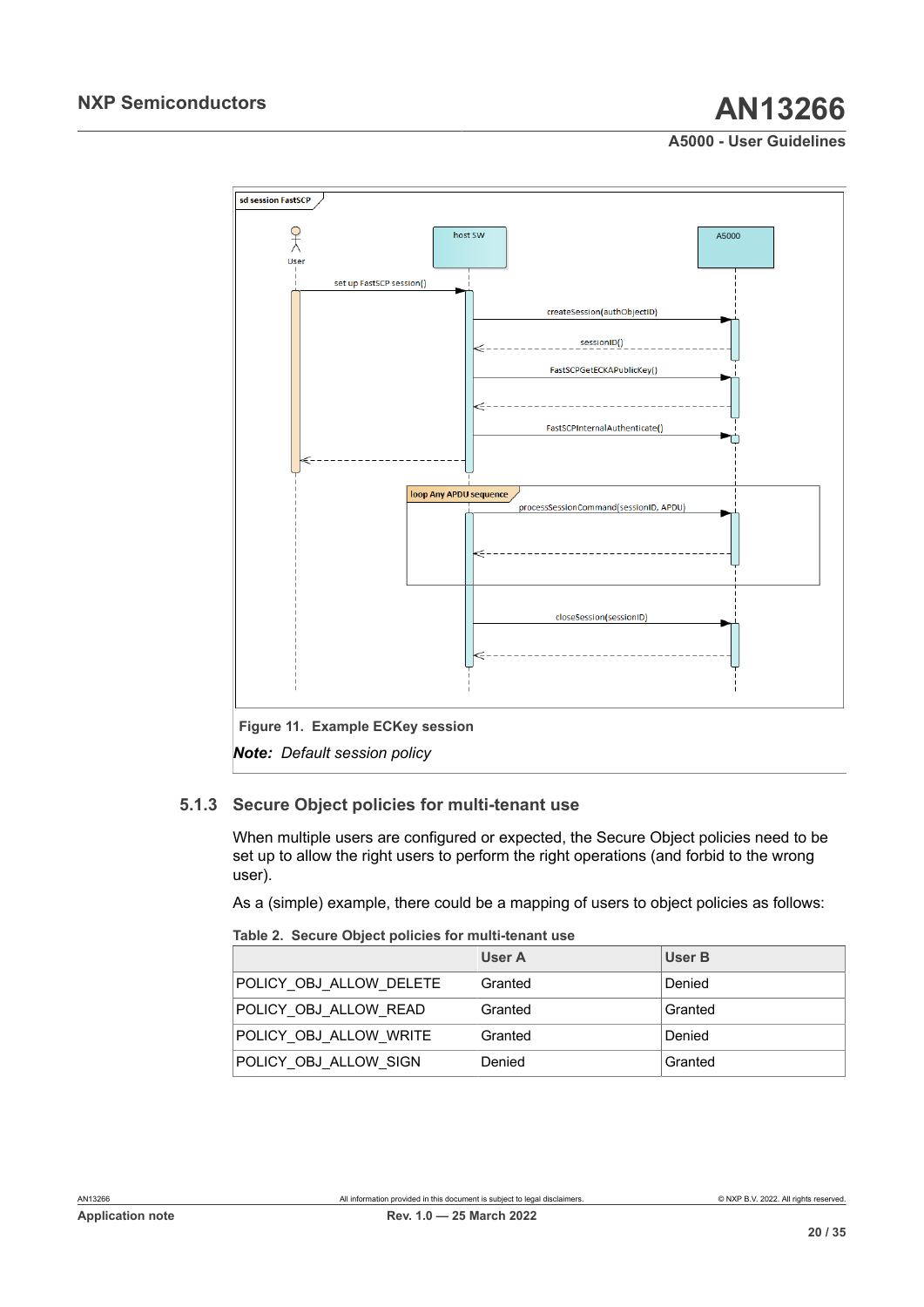sd session FastSCP

User

host SW

A5000

set up FastSCP session()

createSession(authObjectID)

sessionID()

FastSCPGetECKAPublicKey()

FastSCPInternalAuthenticate()

loop Any APDU sequence

processSessionCommand(sessionID, APDU)

closeSession(sessionID)

**Figure 11. Example ECKey session**

***Note:*** *Default session policy*

### 5.1.3 Secure Object policies for multi-tenant use

When multiple users are configured or expected, the Secure Object policies need to be set up to allow the right users to perform the right operations (and forbid to the wrong user).

As a (simple) example, there could be a mapping of users to object policies as follows:

**Table 2. Secure Object policies for multi-tenant use**

| | User A | User B |
|---|---|---|
| POLICY_OBJ_ALLOW_DELETE | Granted | Denied |
| POLICY_OBJ_ALLOW_READ | Granted | Granted |
| POLICY_OBJ_ALLOW_WRITE | Granted | Denied |
| POLICY_OBJ_ALLOW_SIGN | Denied | Granted |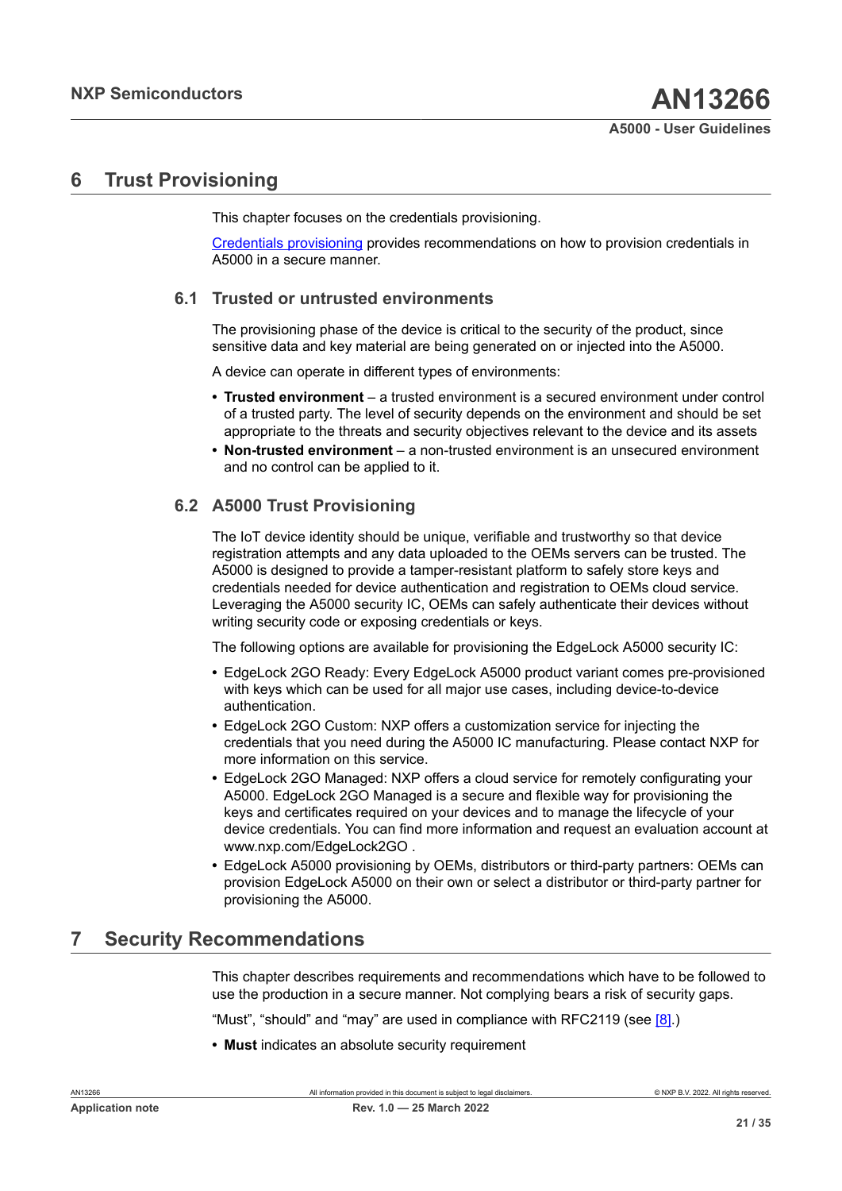## 6 Trust Provisioning

This chapter focuses on the credentials provisioning.

Credentials provisioning provides recommendations on how to provision credentials in A5000 in a secure manner.

### 6.1 Trusted or untrusted environments

The provisioning phase of the device is critical to the security of the product, since sensitive data and key material are being generated on or injected into the A5000.

A device can operate in different types of environments:

- **Trusted environment** – a trusted environment is a secured environment under control of a trusted party. The level of security depends on the environment and should be set appropriate to the threats and security objectives relevant to the device and its assets
- **Non-trusted environment** – a non-trusted environment is an unsecured environment and no control can be applied to it.

### 6.2 A5000 Trust Provisioning

The IoT device identity should be unique, verifiable and trustworthy so that device registration attempts and any data uploaded to the OEMs servers can be trusted. The A5000 is designed to provide a tamper-resistant platform to safely store keys and credentials needed for device authentication and registration to OEMs cloud service. Leveraging the A5000 security IC, OEMs can safely authenticate their devices without writing security code or exposing credentials or keys.

The following options are available for provisioning the EdgeLock A5000 security IC:

- EdgeLock 2GO Ready: Every EdgeLock A5000 product variant comes pre-provisioned with keys which can be used for all major use cases, including device-to-device authentication.
- EdgeLock 2GO Custom: NXP offers a customization service for injecting the credentials that you need during the A5000 IC manufacturing. Please contact NXP for more information on this service.
- EdgeLock 2GO Managed: NXP offers a cloud service for remotely configurating your A5000. EdgeLock 2GO Managed is a secure and flexible way for provisioning the keys and certificates required on your devices and to manage the lifecycle of your device credentials. You can find more information and request an evaluation account at www.nxp.com/EdgeLock2GO .
- EdgeLock A5000 provisioning by OEMs, distributors or third-party partners: OEMs can provision EdgeLock A5000 on their own or select a distributor or third-party partner for provisioning the A5000.

## 7 Security Recommendations

This chapter describes requirements and recommendations which have to be followed to use the production in a secure manner. Not complying bears a risk of security gaps.

“Must”, “should” and “may” are used in compliance with RFC2119 (see [8].)

- **Must** indicates an absolute security requirement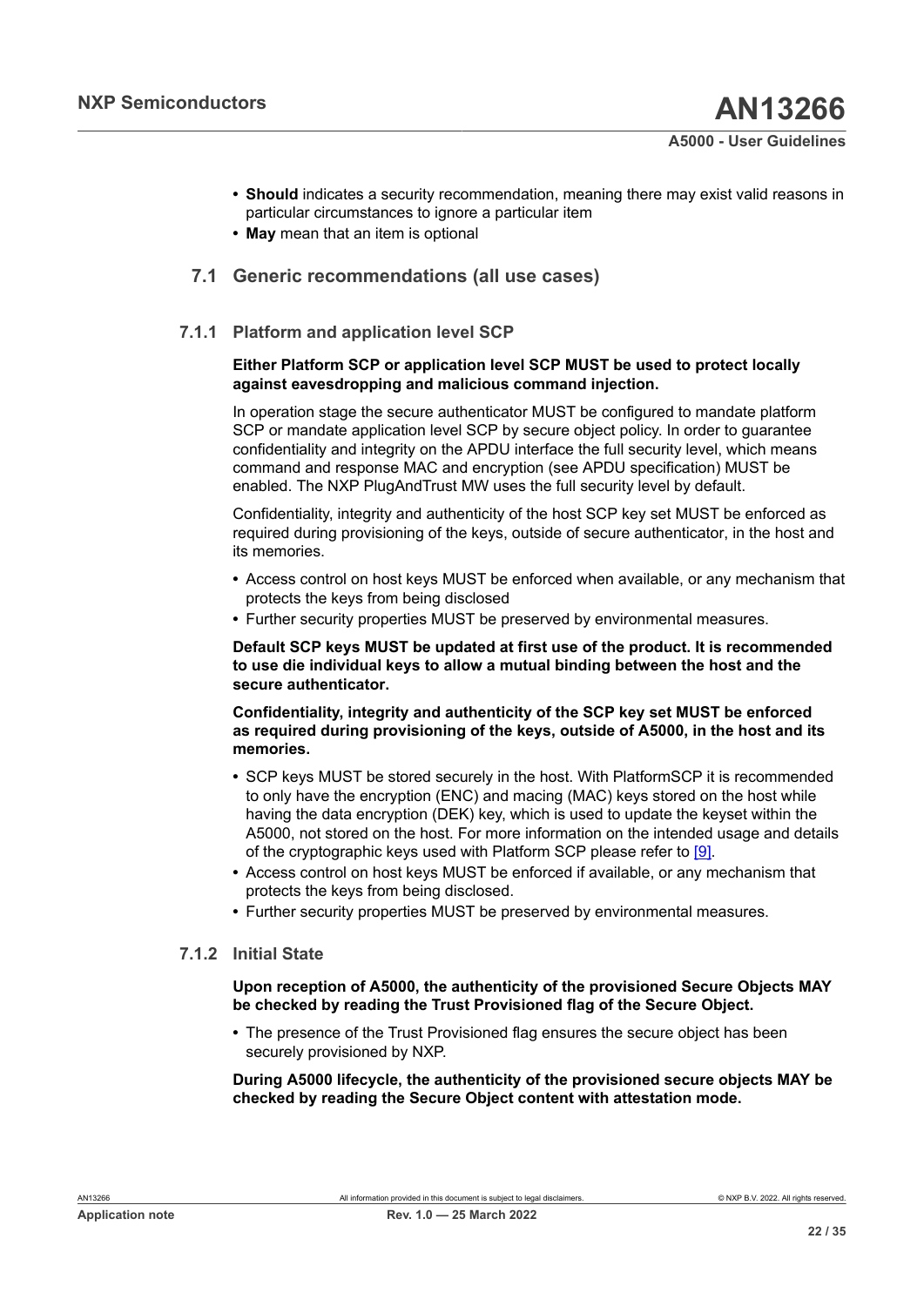- **Should** indicates a security recommendation, meaning there may exist valid reasons in particular circumstances to ignore a particular item
- **May** mean that an item is optional

## 7.1 Generic recommendations (all use cases)

### 7.1.1 Platform and application level SCP

**Either Platform SCP or application level SCP MUST be used to protect locally against eavesdropping and malicious command injection.**

In operation stage the secure authenticator MUST be configured to mandate platform SCP or mandate application level SCP by secure object policy. In order to guarantee confidentiality and integrity on the APDU interface the full security level, which means command and response MAC and encryption (see APDU specification) MUST be enabled. The NXP PlugAndTrust MW uses the full security level by default.

Confidentiality, integrity and authenticity of the host SCP key set MUST be enforced as required during provisioning of the keys, outside of secure authenticator, in the host and its memories.

- Access control on host keys MUST be enforced when available, or any mechanism that protects the keys from being disclosed
- Further security properties MUST be preserved by environmental measures.

**Default SCP keys MUST be updated at first use of the product. It is recommended to use die individual keys to allow a mutual binding between the host and the secure authenticator.**

**Confidentiality, integrity and authenticity of the SCP key set MUST be enforced as required during provisioning of the keys, outside of A5000, in the host and its memories.**

- SCP keys MUST be stored securely in the host. With PlatformSCP it is recommended to only have the encryption (ENC) and macing (MAC) keys stored on the host while having the data encryption (DEK) key, which is used to update the keyset within the A5000, not stored on the host. For more information on the intended usage and details of the cryptographic keys used with Platform SCP please refer to [9].
- Access control on host keys MUST be enforced if available, or any mechanism that protects the keys from being disclosed.
- Further security properties MUST be preserved by environmental measures.

### 7.1.2 Initial State

**Upon reception of A5000, the authenticity of the provisioned Secure Objects MAY be checked by reading the Trust Provisioned flag of the Secure Object.**

- The presence of the Trust Provisioned flag ensures the secure object has been securely provisioned by NXP.

**During A5000 lifecycle, the authenticity of the provisioned secure objects MAY be checked by reading the Secure Object content with attestation mode.**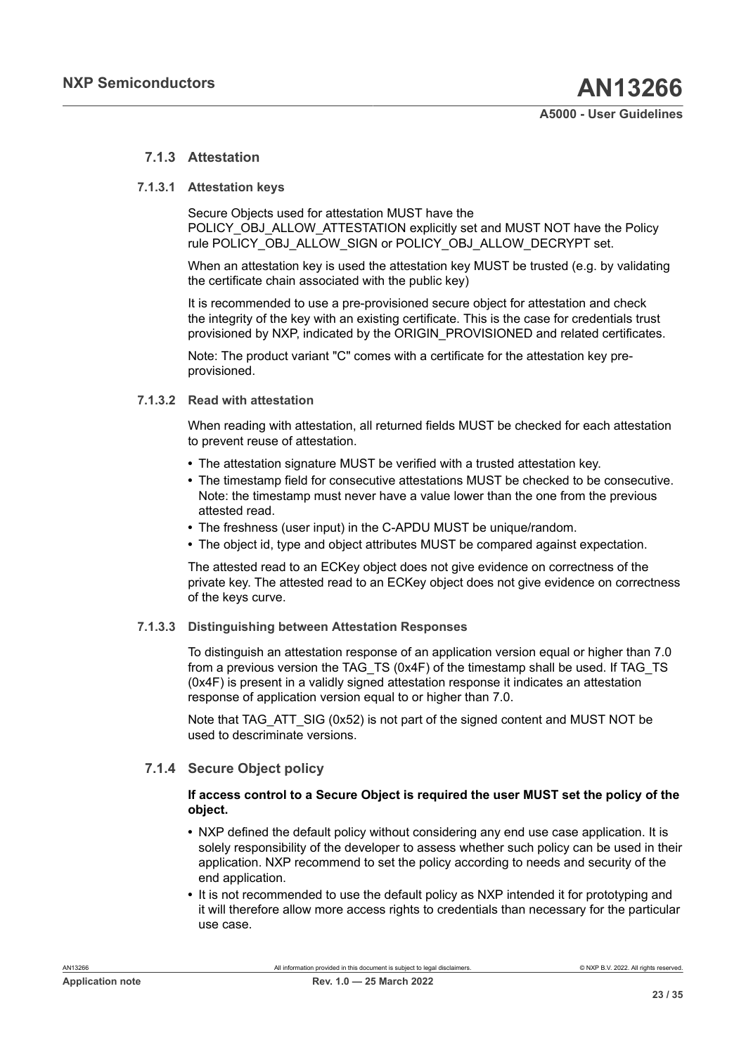### 7.1.3 Attestation

#### 7.1.3.1 Attestation keys

Secure Objects used for attestation MUST have the POLICY_OBJ_ALLOW_ATTESTATION explicitly set and MUST NOT have the Policy rule POLICY_OBJ_ALLOW_SIGN or POLICY_OBJ_ALLOW_DECRYPT set.

When an attestation key is used the attestation key MUST be trusted (e.g. by validating the certificate chain associated with the public key)

It is recommended to use a pre-provisioned secure object for attestation and check the integrity of the key with an existing certificate. This is the case for credentials trust provisioned by NXP, indicated by the ORIGIN_PROVISIONED and related certificates.

Note: The product variant "C" comes with a certificate for the attestation key pre-provisioned.

#### 7.1.3.2 Read with attestation

When reading with attestation, all returned fields MUST be checked for each attestation to prevent reuse of attestation.

- The attestation signature MUST be verified with a trusted attestation key.
- The timestamp field for consecutive attestations MUST be checked to be consecutive. Note: the timestamp must never have a value lower than the one from the previous attested read.
- The freshness (user input) in the C-APDU MUST be unique/random.
- The object id, type and object attributes MUST be compared against expectation.

The attested read to an ECKey object does not give evidence on correctness of the private key. The attested read to an ECKey object does not give evidence on correctness of the keys curve.

#### 7.1.3.3 Distinguishing between Attestation Responses

To distinguish an attestation response of an application version equal or higher than 7.0 from a previous version the TAG_TS (0x4F) of the timestamp shall be used. If TAG_TS (0x4F) is present in a validly signed attestation response it indicates an attestation response of application version equal to or higher than 7.0.

Note that TAG_ATT_SIG (0x52) is not part of the signed content and MUST NOT be used to descriminate versions.

### 7.1.4 Secure Object policy

**If access control to a Secure Object is required the user MUST set the policy of the object.**

- NXP defined the default policy without considering any end use case application. It is solely responsibility of the developer to assess whether such policy can be used in their application. NXP recommend to set the policy according to needs and security of the end application.
- It is not recommended to use the default policy as NXP intended it for prototyping and it will therefore allow more access rights to credentials than necessary for the particular use case.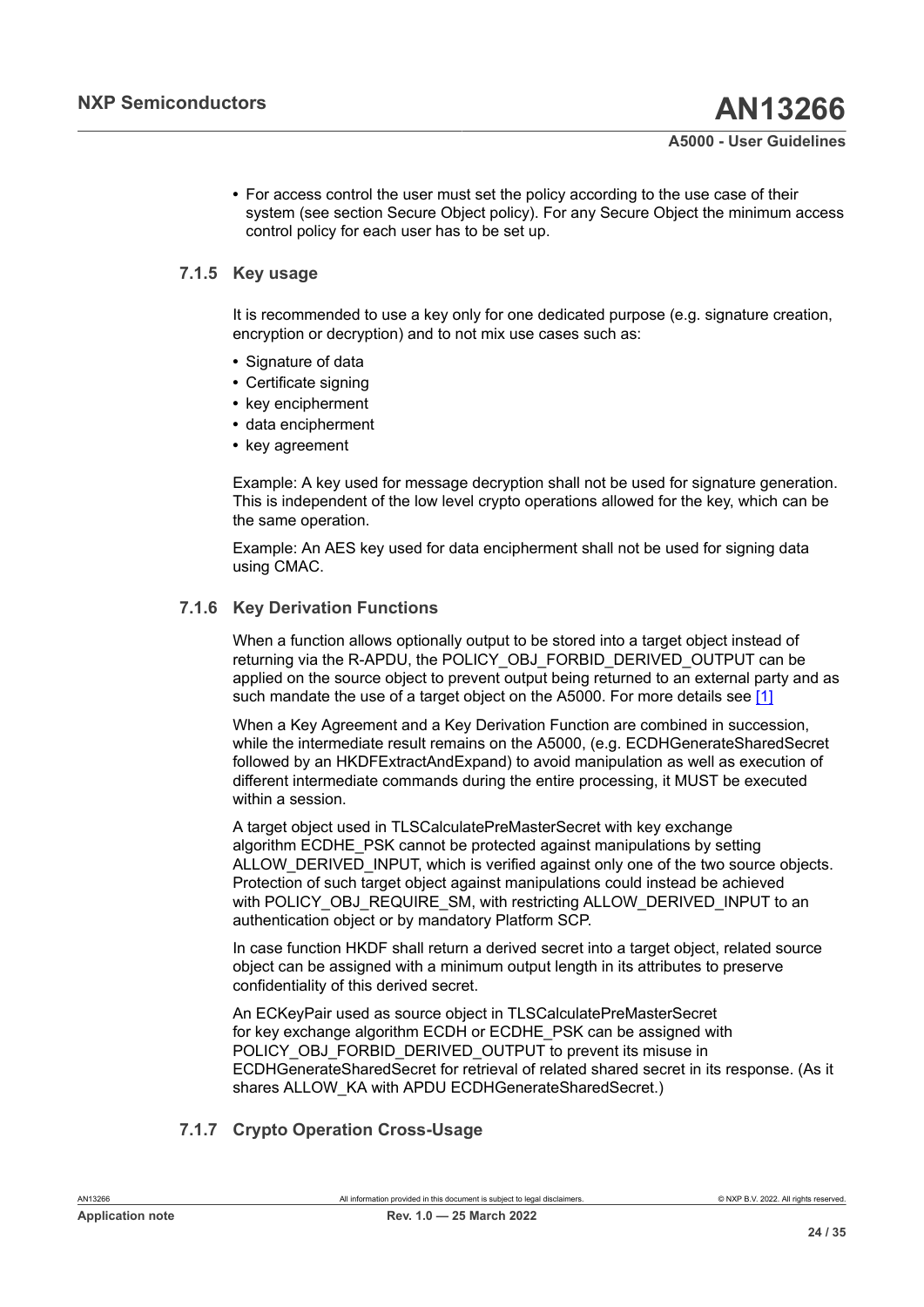- For access control the user must set the policy according to the use case of their system (see section Secure Object policy). For any Secure Object the minimum access control policy for each user has to be set up.

### 7.1.5 Key usage

It is recommended to use a key only for one dedicated purpose (e.g. signature creation, encryption or decryption) and to not mix use cases such as:

- Signature of data
- Certificate signing
- key encipherment
- data encipherment
- key agreement

Example: A key used for message decryption shall not be used for signature generation. This is independent of the low level crypto operations allowed for the key, which can be the same operation.

Example: An AES key used for data encipherment shall not be used for signing data using CMAC.

### 7.1.6 Key Derivation Functions

When a function allows optionally output to be stored into a target object instead of returning via the R-APDU, the POLICY_OBJ_FORBID_DERIVED_OUTPUT can be applied on the source object to prevent output being returned to an external party and as such mandate the use of a target object on the A5000. For more details see [1]

When a Key Agreement and a Key Derivation Function are combined in succession, while the intermediate result remains on the A5000, (e.g. ECDHGenerateSharedSecret followed by an HKDFExtractAndExpand) to avoid manipulation as well as execution of different intermediate commands during the entire processing, it MUST be executed within a session.

A target object used in TLSCalculatePreMasterSecret with key exchange algorithm ECDHE_PSK cannot be protected against manipulations by setting ALLOW_DERIVED_INPUT, which is verified against only one of the two source objects. Protection of such target object against manipulations could instead be achieved with POLICY_OBJ_REQUIRE_SM, with restricting ALLOW_DERIVED_INPUT to an authentication object or by mandatory Platform SCP.

In case function HKDF shall return a derived secret into a target object, related source object can be assigned with a minimum output length in its attributes to preserve confidentiality of this derived secret.

An ECKeyPair used as source object in TLSCalculatePreMasterSecret for key exchange algorithm ECDH or ECDHE_PSK can be assigned with POLICY_OBJ_FORBID_DERIVED_OUTPUT to prevent its misuse in ECDHGenerateSharedSecret for retrieval of related shared secret in its response. (As it shares ALLOW_KA with APDU ECDHGenerateSharedSecret.)

### 7.1.7 Crypto Operation Cross-Usage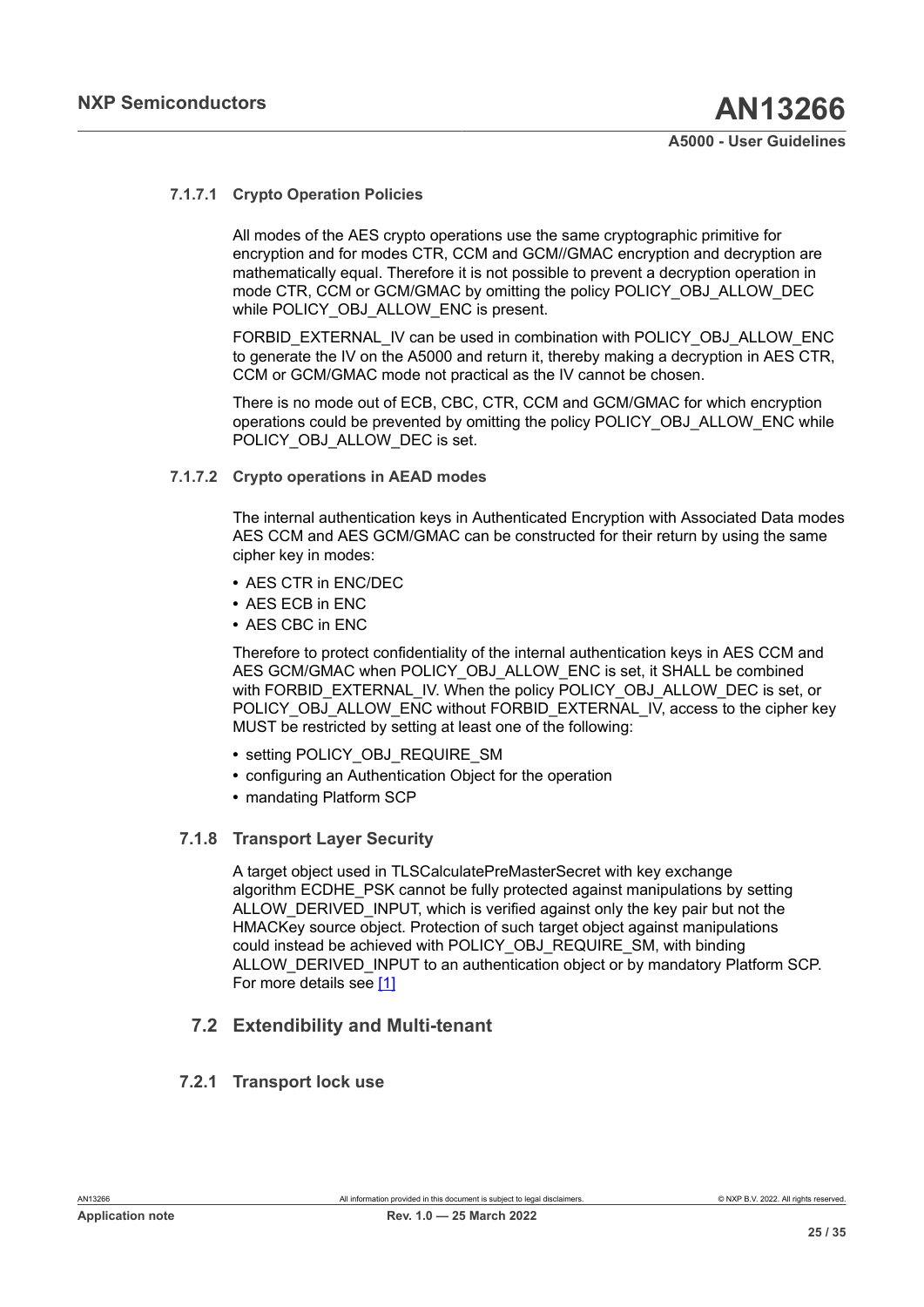#### 7.1.7.1 Crypto Operation Policies

All modes of the AES crypto operations use the same cryptographic primitive for encryption and for modes CTR, CCM and GCM//GMAC encryption and decryption are mathematically equal. Therefore it is not possible to prevent a decryption operation in mode CTR, CCM or GCM/GMAC by omitting the policy POLICY_OBJ_ALLOW_DEC while POLICY_OBJ_ALLOW_ENC is present.

FORBID_EXTERNAL_IV can be used in combination with POLICY_OBJ_ALLOW_ENC to generate the IV on the A5000 and return it, thereby making a decryption in AES CTR, CCM or GCM/GMAC mode not practical as the IV cannot be chosen.

There is no mode out of ECB, CBC, CTR, CCM and GCM/GMAC for which encryption operations could be prevented by omitting the policy POLICY_OBJ_ALLOW_ENC while POLICY_OBJ_ALLOW_DEC is set.

#### 7.1.7.2 Crypto operations in AEAD modes

The internal authentication keys in Authenticated Encryption with Associated Data modes AES CCM and AES GCM/GMAC can be constructed for their return by using the same cipher key in modes:

- AES CTR in ENC/DEC
- AES ECB in ENC
- AES CBC in ENC

Therefore to protect confidentiality of the internal authentication keys in AES CCM and AES GCM/GMAC when POLICY_OBJ_ALLOW_ENC is set, it SHALL be combined with FORBID_EXTERNAL_IV. When the policy POLICY_OBJ_ALLOW_DEC is set, or POLICY_OBJ_ALLOW_ENC without FORBID_EXTERNAL_IV, access to the cipher key MUST be restricted by setting at least one of the following:

- setting POLICY_OBJ_REQUIRE_SM
- configuring an Authentication Object for the operation
- mandating Platform SCP

### 7.1.8 Transport Layer Security

A target object used in TLSCalculatePreMasterSecret with key exchange algorithm ECDHE_PSK cannot be fully protected against manipulations by setting ALLOW_DERIVED_INPUT, which is verified against only the key pair but not the HMACKey source object. Protection of such target object against manipulations could instead be achieved with POLICY_OBJ_REQUIRE_SM, with binding ALLOW_DERIVED_INPUT to an authentication object or by mandatory Platform SCP. For more details see [1]

## 7.2 Extendibility and Multi-tenant

### 7.2.1 Transport lock use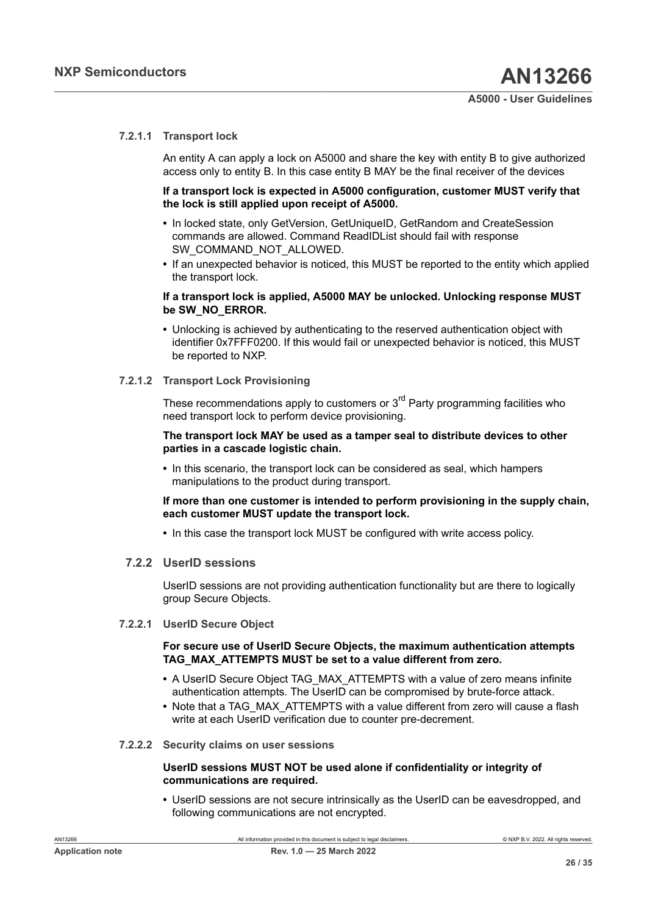#### 7.2.1.1 Transport lock

An entity A can apply a lock on A5000 and share the key with entity B to give authorized access only to entity B. In this case entity B MAY be the final receiver of the devices

**If a transport lock is expected in A5000 configuration, customer MUST verify that the lock is still applied upon receipt of A5000.**

- In locked state, only GetVersion, GetUniqueID, GetRandom and CreateSession commands are allowed. Command ReadIDList should fail with response SW_COMMAND_NOT_ALLOWED.
- If an unexpected behavior is noticed, this MUST be reported to the entity which applied the transport lock.

**If a transport lock is applied, A5000 MAY be unlocked. Unlocking response MUST be SW_NO_ERROR.**

- Unlocking is achieved by authenticating to the reserved authentication object with identifier 0x7FFF0200. If this would fail or unexpected behavior is noticed, this MUST be reported to NXP.

#### 7.2.1.2 Transport Lock Provisioning

These recommendations apply to customers or 3rd Party programming facilities who need transport lock to perform device provisioning.

**The transport lock MAY be used as a tamper seal to distribute devices to other parties in a cascade logistic chain.**

- In this scenario, the transport lock can be considered as seal, which hampers manipulations to the product during transport.

**If more than one customer is intended to perform provisioning in the supply chain, each customer MUST update the transport lock.**

- In this case the transport lock MUST be configured with write access policy.

### 7.2.2 UserID sessions

UserID sessions are not providing authentication functionality but are there to logically group Secure Objects.

#### 7.2.2.1 UserID Secure Object

**For secure use of UserID Secure Objects, the maximum authentication attempts TAG_MAX_ATTEMPTS MUST be set to a value different from zero.**

- A UserID Secure Object TAG_MAX_ATTEMPTS with a value of zero means infinite authentication attempts. The UserID can be compromised by brute-force attack.
- Note that a TAG_MAX_ATTEMPTS with a value different from zero will cause a flash write at each UserID verification due to counter pre-decrement.

#### 7.2.2.2 Security claims on user sessions

**UserID sessions MUST NOT be used alone if confidentiality or integrity of communications are required.**

- UserID sessions are not secure intrinsically as the UserID can be eavesdropped, and following communications are not encrypted.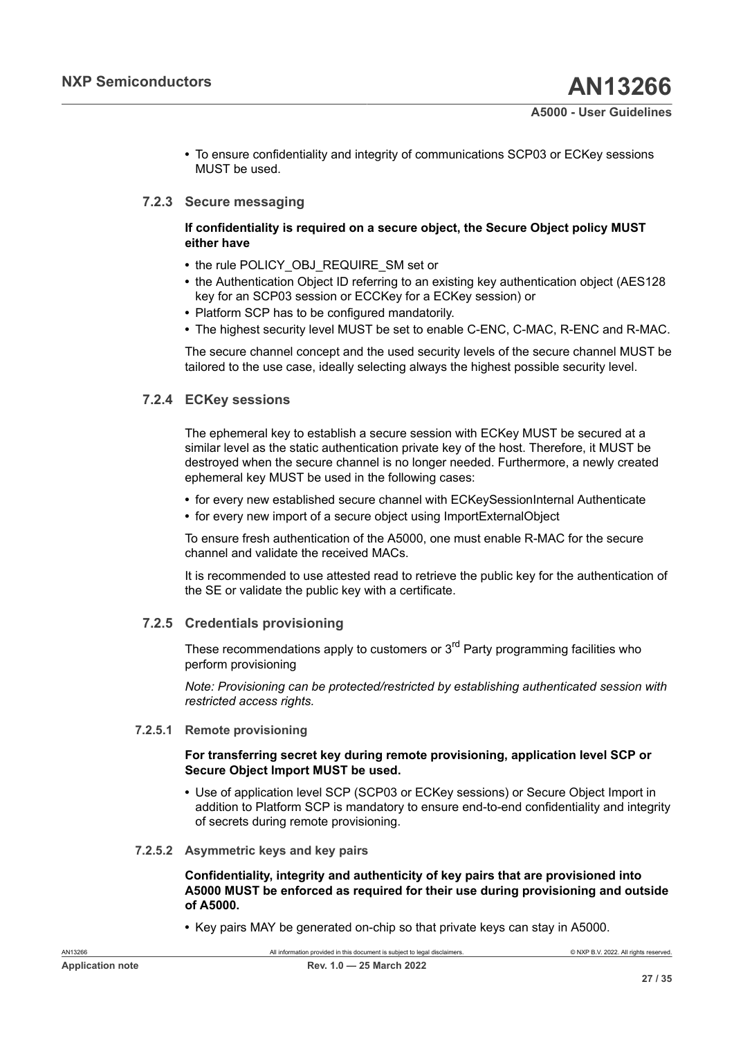- To ensure confidentiality and integrity of communications SCP03 or ECKey sessions MUST be used.

### 7.2.3 Secure messaging

**If confidentiality is required on a secure object, the Secure Object policy MUST either have**

- the rule POLICY_OBJ_REQUIRE_SM set or
- the Authentication Object ID referring to an existing key authentication object (AES128 key for an SCP03 session or ECCKey for a ECKey session) or
- Platform SCP has to be configured mandatorily.
- The highest security level MUST be set to enable C-ENC, C-MAC, R-ENC and R-MAC.

The secure channel concept and the used security levels of the secure channel MUST be tailored to the use case, ideally selecting always the highest possible security level.

### 7.2.4 ECKey sessions

The ephemeral key to establish a secure session with ECKey MUST be secured at a similar level as the static authentication private key of the host. Therefore, it MUST be destroyed when the secure channel is no longer needed. Furthermore, a newly created ephemeral key MUST be used in the following cases:

- for every new established secure channel with ECKeySessionInternal Authenticate
- for every new import of a secure object using ImportExternalObject

To ensure fresh authentication of the A5000, one must enable R-MAC for the secure channel and validate the received MACs.

It is recommended to use attested read to retrieve the public key for the authentication of the SE or validate the public key with a certificate.

### 7.2.5 Credentials provisioning

These recommendations apply to customers or 3rd Party programming facilities who perform provisioning

*Note: Provisioning can be protected/restricted by establishing authenticated session with restricted access rights.*

#### 7.2.5.1 Remote provisioning

**For transferring secret key during remote provisioning, application level SCP or Secure Object Import MUST be used.**

- Use of application level SCP (SCP03 or ECKey sessions) or Secure Object Import in addition to Platform SCP is mandatory to ensure end-to-end confidentiality and integrity of secrets during remote provisioning.

#### 7.2.5.2 Asymmetric keys and key pairs

**Confidentiality, integrity and authenticity of key pairs that are provisioned into A5000 MUST be enforced as required for their use during provisioning and outside of A5000.**

- Key pairs MAY be generated on-chip so that private keys can stay in A5000.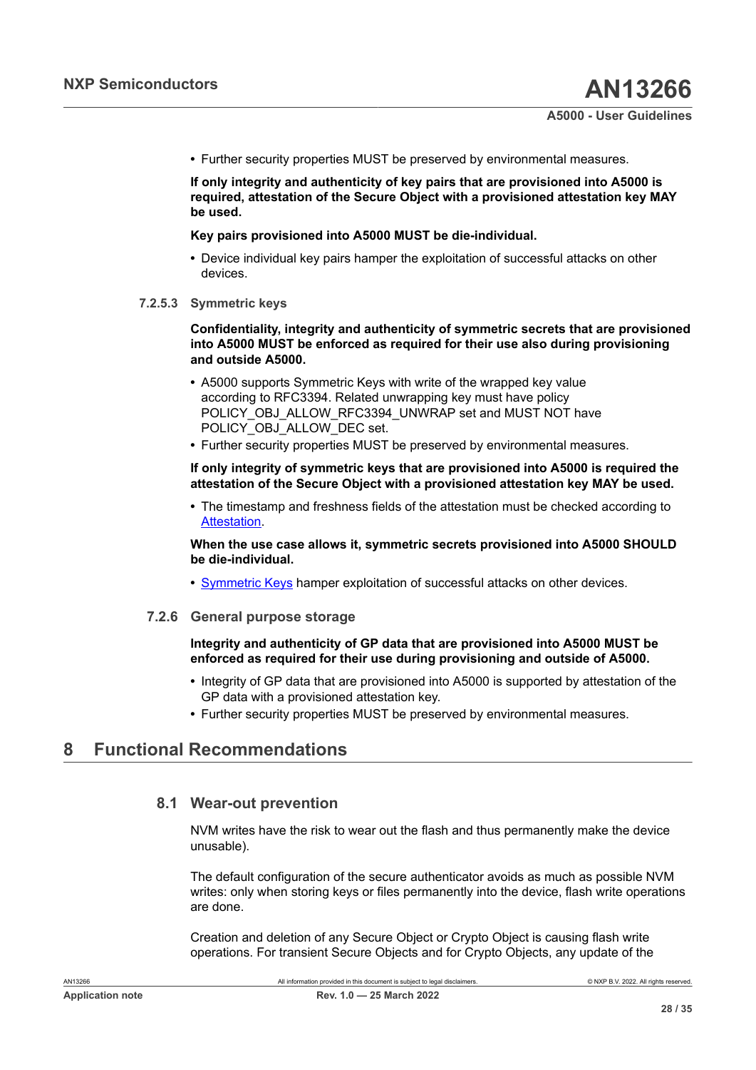- Further security properties MUST be preserved by environmental measures.

**If only integrity and authenticity of key pairs that are provisioned into A5000 is required, attestation of the Secure Object with a provisioned attestation key MAY be used.**

**Key pairs provisioned into A5000 MUST be die-individual.**

- Device individual key pairs hamper the exploitation of successful attacks on other devices.

#### 7.2.5.3 Symmetric keys

**Confidentiality, integrity and authenticity of symmetric secrets that are provisioned into A5000 MUST be enforced as required for their use also during provisioning and outside A5000.**

- A5000 supports Symmetric Keys with write of the wrapped key value according to RFC3394. Related unwrapping key must have policy POLICY_OBJ_ALLOW_RFC3394_UNWRAP set and MUST NOT have POLICY_OBJ_ALLOW_DEC set.
- Further security properties MUST be preserved by environmental measures.

**If only integrity of symmetric keys that are provisioned into A5000 is required the attestation of the Secure Object with a provisioned attestation key MAY be used.**

- The timestamp and freshness fields of the attestation must be checked according to Attestation.

**When the use case allows it, symmetric secrets provisioned into A5000 SHOULD be die-individual.**

- Symmetric Keys hamper exploitation of successful attacks on other devices.

### 7.2.6 General purpose storage

**Integrity and authenticity of GP data that are provisioned into A5000 MUST be enforced as required for their use during provisioning and outside of A5000.**

- Integrity of GP data that are provisioned into A5000 is supported by attestation of the GP data with a provisioned attestation key.
- Further security properties MUST be preserved by environmental measures.

# 8 Functional Recommendations

## 8.1 Wear-out prevention

NVM writes have the risk to wear out the flash and thus permanently make the device unusable).

The default configuration of the secure authenticator avoids as much as possible NVM writes: only when storing keys or files permanently into the device, flash write operations are done.

Creation and deletion of any Secure Object or Crypto Object is causing flash write operations. For transient Secure Objects and for Crypto Objects, any update of the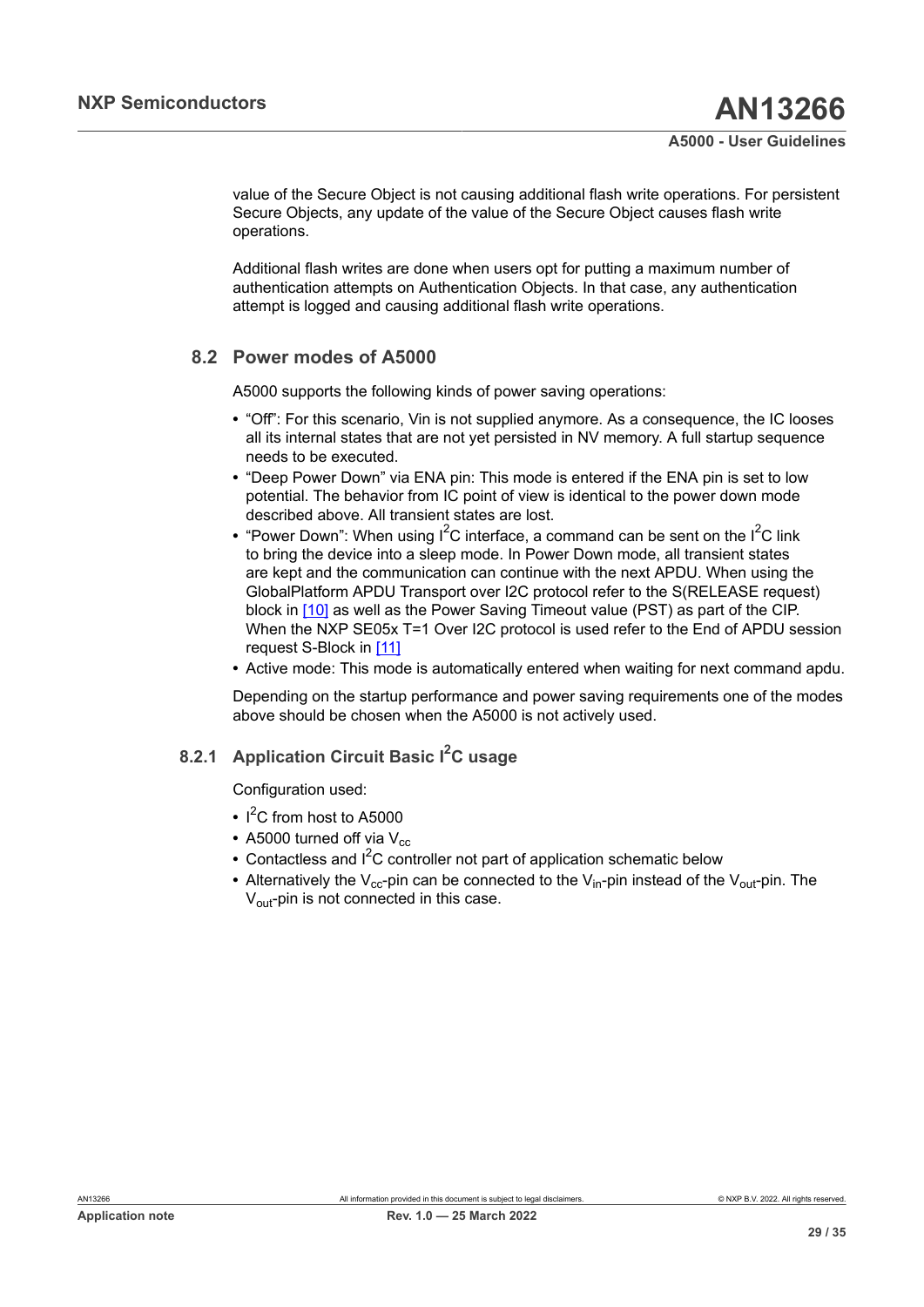value of the Secure Object is not causing additional flash write operations. For persistent Secure Objects, any update of the value of the Secure Object causes flash write operations.

Additional flash writes are done when users opt for putting a maximum number of authentication attempts on Authentication Objects. In that case, any authentication attempt is logged and causing additional flash write operations.

## 8.2 Power modes of A5000

A5000 supports the following kinds of power saving operations:

- “Off”: For this scenario, Vin is not supplied anymore. As a consequence, the IC looses all its internal states that are not yet persisted in NV memory. A full startup sequence needs to be executed.
- “Deep Power Down” via ENA pin: This mode is entered if the ENA pin is set to low potential. The behavior from IC point of view is identical to the power down mode described above. All transient states are lost.
- “Power Down”: When using $I^2C$ interface, a command can be sent on the $I^2C$ link to bring the device into a sleep mode. In Power Down mode, all transient states are kept and the communication can continue with the next APDU. When using the GlobalPlatform APDU Transport over I2C protocol refer to the S(RELEASE request) block in [10] as well as the Power Saving Timeout value (PST) as part of the CIP. When the NXP SE05x T=1 Over I2C protocol is used refer to the End of APDU session request S-Block in [11]
- Active mode: This mode is automatically entered when waiting for next command apdu.

Depending on the startup performance and power saving requirements one of the modes above should be chosen when the A5000 is not actively used.

### 8.2.1 Application Circuit Basic $I^2C$ usage

Configuration used:

- $I^2C$ from host to A5000
- A5000 turned off via $V_{cc}$
- Contactless and $I^2C$ controller not part of application schematic below
- Alternatively the $V_{cc}$-pin can be connected to the $V_{in}$-pin instead of the $V_{out}$-pin. The $V_{out}$-pin is not connected in this case.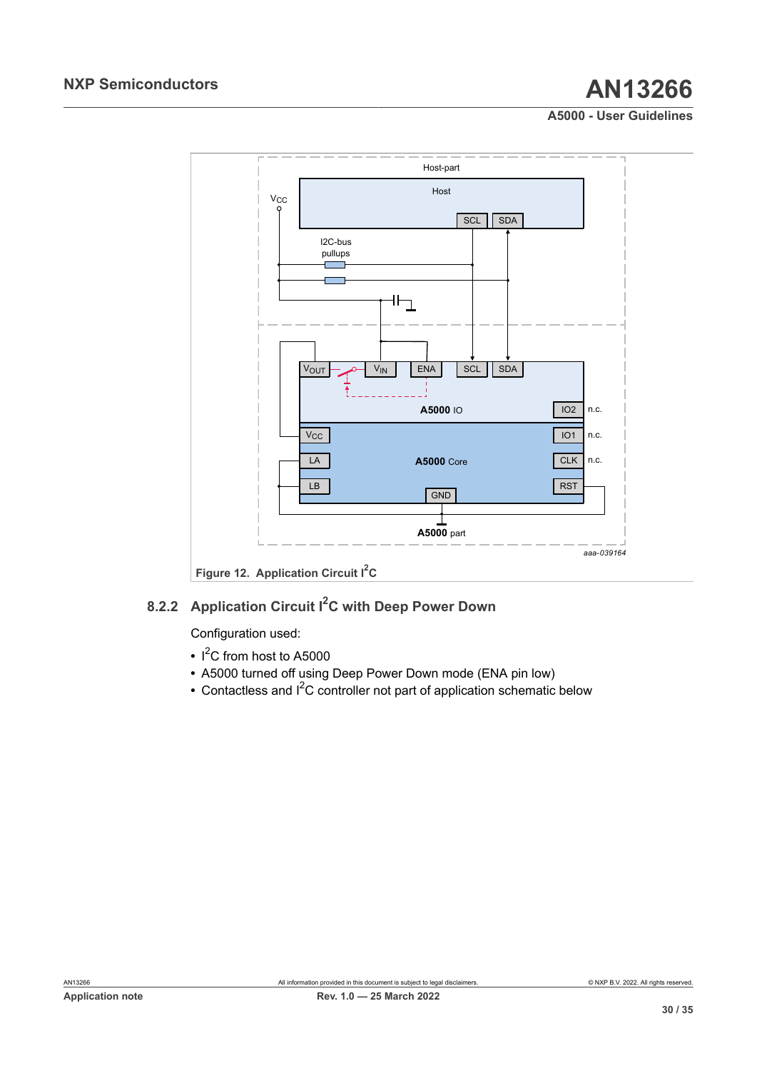Figure 12. Application Circuit I²C

### 8.2.2 Application Circuit I²C with Deep Power Down

Configuration used:

- I²C from host to A5000
- A5000 turned off using Deep Power Down mode (ENA pin low)
- Contactless and I²C controller not part of application schematic below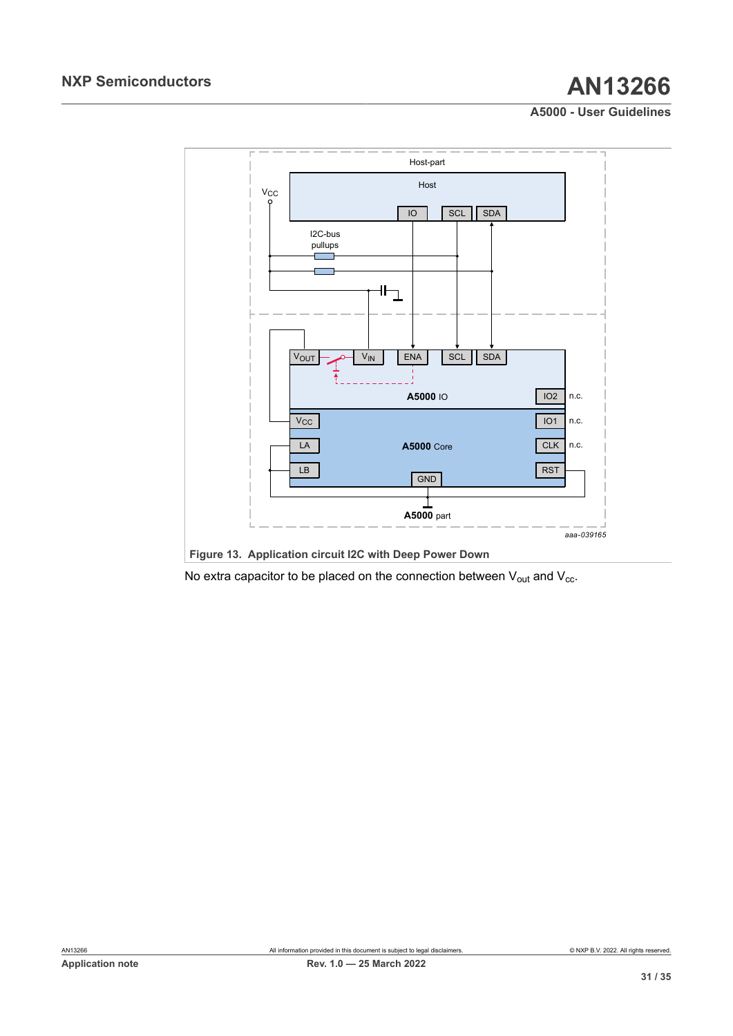Figure 13. Application circuit I2C with Deep Power Down

No extra capacitor to be placed on the connection between $V_{out}$ and $V_{cc}$.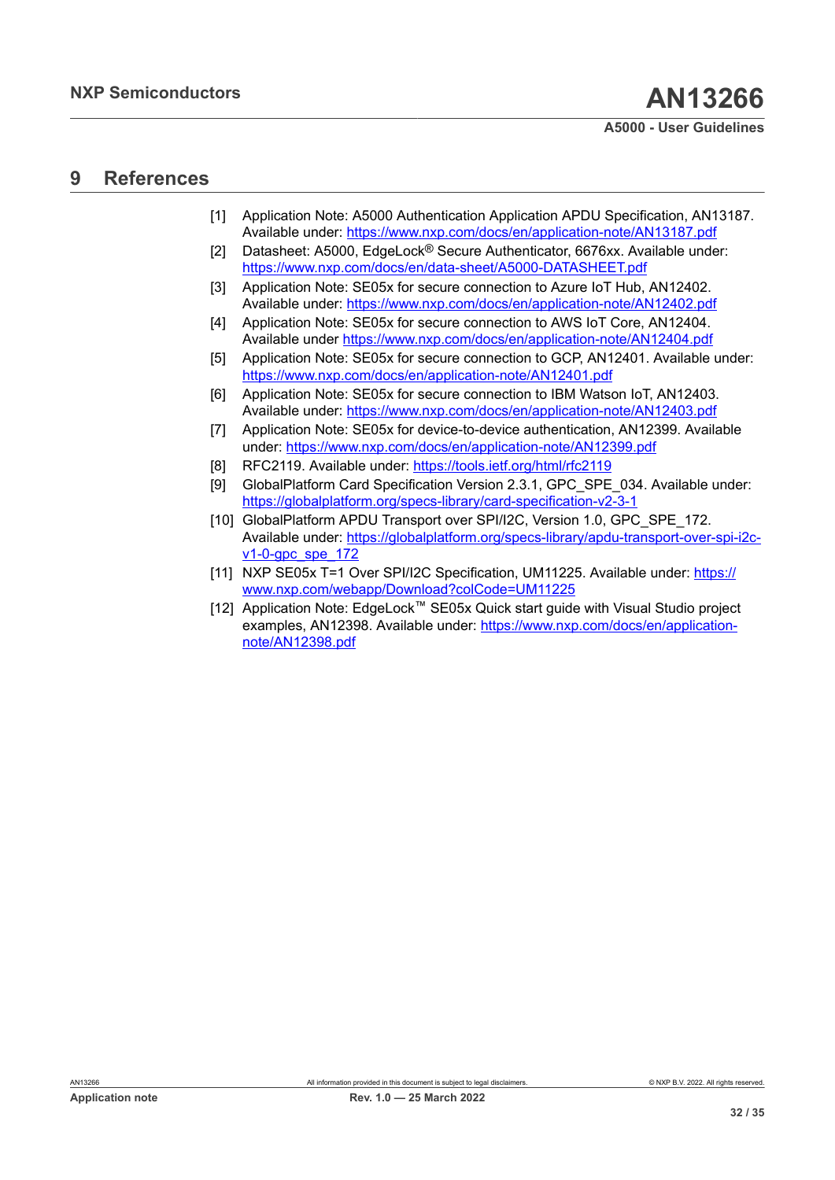## 9 References

[1] Application Note: A5000 Authentication Application APDU Specification, AN13187. Available under: https://www.nxp.com/docs/en/application-note/AN13187.pdf

[2] Datasheet: A5000, EdgeLock® Secure Authenticator, 6676xx. Available under: https://www.nxp.com/docs/en/data-sheet/A5000-DATASHEET.pdf

[3] Application Note: SE05x for secure connection to Azure IoT Hub, AN12402. Available under: https://www.nxp.com/docs/en/application-note/AN12402.pdf

[4] Application Note: SE05x for secure connection to AWS IoT Core, AN12404. Available under https://www.nxp.com/docs/en/application-note/AN12404.pdf

[5] Application Note: SE05x for secure connection to GCP, AN12401. Available under: https://www.nxp.com/docs/en/application-note/AN12401.pdf

[6] Application Note: SE05x for secure connection to IBM Watson IoT, AN12403. Available under: https://www.nxp.com/docs/en/application-note/AN12403.pdf

[7] Application Note: SE05x for device-to-device authentication, AN12399. Available under: https://www.nxp.com/docs/en/application-note/AN12399.pdf

[8] RFC2119. Available under: https://tools.ietf.org/html/rfc2119

[9] GlobalPlatform Card Specification Version 2.3.1, GPC_SPE_034. Available under: https://globalplatform.org/specs-library/card-specification-v2-3-1

[10] GlobalPlatform APDU Transport over SPI/I2C, Version 1.0, GPC_SPE_172. Available under: https://globalplatform.org/specs-library/apdu-transport-over-spi-i2c-v1-0-gpc_spe_172

[11] NXP SE05x T=1 Over SPI/I2C Specification, UM11225. Available under: https://www.nxp.com/webapp/Download?colCode=UM11225

[12] Application Note: EdgeLock™ SE05x Quick start guide with Visual Studio project examples, AN12398. Available under: https://www.nxp.com/docs/en/application-note/AN12398.pdf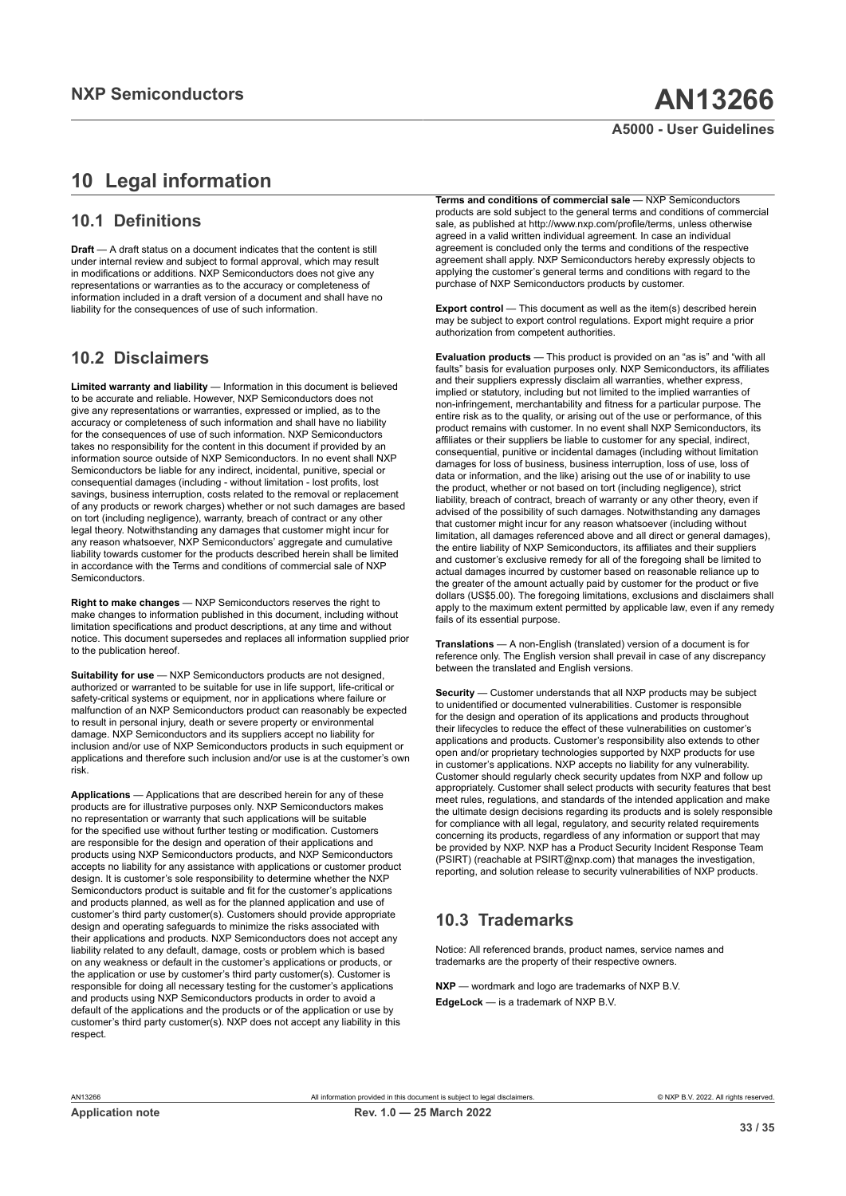# 10 Legal information

## 10.1 Definitions

**Draft** — A draft status on a document indicates that the content is still under internal review and subject to formal approval, which may result in modifications or additions. NXP Semiconductors does not give any representations or warranties as to the accuracy or completeness of information included in a draft version of a document and shall have no liability for the consequences of use of such information.

## 10.2 Disclaimers

**Limited warranty and liability** — Information in this document is believed to be accurate and reliable. However, NXP Semiconductors does not give any representations or warranties, expressed or implied, as to the accuracy or completeness of such information and shall have no liability for the consequences of use of such information. NXP Semiconductors takes no responsibility for the content in this document if provided by an information source outside of NXP Semiconductors. In no event shall NXP Semiconductors be liable for any indirect, incidental, punitive, special or consequential damages (including - without limitation - lost profits, lost savings, business interruption, costs related to the removal or replacement of any products or rework charges) whether or not such damages are based on tort (including negligence), warranty, breach of contract or any other legal theory. Notwithstanding any damages that customer might incur for any reason whatsoever, NXP Semiconductors' aggregate and cumulative liability towards customer for the products described herein shall be limited in accordance with the Terms and conditions of commercial sale of NXP Semiconductors.

**Right to make changes** — NXP Semiconductors reserves the right to make changes to information published in this document, including without limitation specifications and product descriptions, at any time and without notice. This document supersedes and replaces all information supplied prior to the publication hereof.

**Suitability for use** — NXP Semiconductors products are not designed, authorized or warranted to be suitable for use in life support, life-critical or safety-critical systems or equipment, nor in applications where failure or malfunction of an NXP Semiconductors product can reasonably be expected to result in personal injury, death or severe property or environmental damage. NXP Semiconductors and its suppliers accept no liability for inclusion and/or use of NXP Semiconductors products in such equipment or applications and therefore such inclusion and/or use is at the customer's own risk.

**Applications** — Applications that are described herein for any of these products are for illustrative purposes only. NXP Semiconductors makes no representation or warranty that such applications will be suitable for the specified use without further testing or modification. Customers are responsible for the design and operation of their applications and products using NXP Semiconductors products, and NXP Semiconductors accepts no liability for any assistance with applications or customer product design. It is customer's sole responsibility to determine whether the NXP Semiconductors product is suitable and fit for the customer's applications and products planned, as well as for the planned application and use of customer's third party customer(s). Customers should provide appropriate design and operating safeguards to minimize the risks associated with their applications and products. NXP Semiconductors does not accept any liability related to any default, damage, costs or problem which is based on any weakness or default in the customer's applications or products, or the application or use by customer's third party customer(s). Customer is responsible for doing all necessary testing for the customer's applications and products using NXP Semiconductors products in order to avoid a default of the applications and the products or of the application or use by customer's third party customer(s). NXP does not accept any liability in this respect.

**Terms and conditions of commercial sale** — NXP Semiconductors products are sold subject to the general terms and conditions of commercial sale, as published at http://www.nxp.com/profile/terms, unless otherwise agreed in a valid written individual agreement. In case an individual agreement is concluded only the terms and conditions of the respective agreement shall apply. NXP Semiconductors hereby expressly objects to applying the customer's general terms and conditions with regard to the purchase of NXP Semiconductors products by customer.

**Export control** — This document as well as the item(s) described herein may be subject to export control regulations. Export might require a prior authorization from competent authorities.

**Evaluation products** — This product is provided on an "as is" and "with all faults" basis for evaluation purposes only. NXP Semiconductors, its affiliates and their suppliers expressly disclaim all warranties, whether express, implied or statutory, including but not limited to the implied warranties of non-infringement, merchantability and fitness for a particular purpose. The entire risk as to the quality, or arising out of the use or performance, of this product remains with customer. In no event shall NXP Semiconductors, its affiliates or their suppliers be liable to customer for any special, indirect, consequential, punitive or incidental damages (including without limitation damages for loss of business, business interruption, loss of use, loss of data or information, and the like) arising out the use of or inability to use the product, whether or not based on tort (including negligence), strict liability, breach of contract, breach of warranty or any other theory, even if advised of the possibility of such damages. Notwithstanding any damages that customer might incur for any reason whatsoever (including without limitation, all damages referenced above and all direct or general damages), the entire liability of NXP Semiconductors, its affiliates and their suppliers and customer's exclusive remedy for all of the foregoing shall be limited to actual damages incurred by customer based on reasonable reliance up to the greater of the amount actually paid by customer for the product or five dollars (US$5.00). The foregoing limitations, exclusions and disclaimers shall apply to the maximum extent permitted by applicable law, even if any remedy fails of its essential purpose.

**Translations** — A non-English (translated) version of a document is for reference only. The English version shall prevail in case of any discrepancy between the translated and English versions.

**Security** — Customer understands that all NXP products may be subject to unidentified or documented vulnerabilities. Customer is responsible for the design and operation of its applications and products throughout their lifecycles to reduce the effect of these vulnerabilities on customer's applications and products. Customer's responsibility also extends to other open and/or proprietary technologies supported by NXP products for use in customer's applications. NXP accepts no liability for any vulnerability. Customer should regularly check security updates from NXP and follow up appropriately. Customer shall select products with security features that best meet rules, regulations, and standards of the intended application and make the ultimate design decisions regarding its products and is solely responsible for compliance with all legal, regulatory, and security related requirements concerning its products, regardless of any information or support that may be provided by NXP. NXP has a Product Security Incident Response Team (PSIRT) (reachable at PSIRT@nxp.com) that manages the investigation, reporting, and solution release to security vulnerabilities of NXP products.

## 10.3 Trademarks

Notice: All referenced brands, product names, service names and trademarks are the property of their respective owners.

**NXP** — wordmark and logo are trademarks of NXP B.V.

**EdgeLock** — is a trademark of NXP B.V.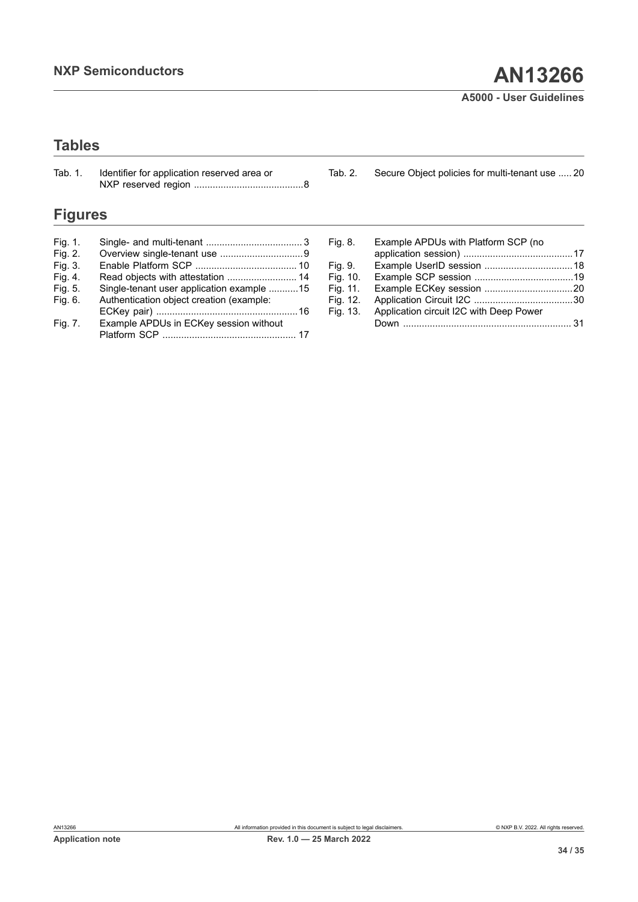## Tables

Tab. 1. Identifier for application reserved area or NXP reserved region ........................................8

Tab. 2. Secure Object policies for multi-tenant use ..... 20

## Figures

Fig. 1. Single- and multi-tenant .................................... 3

Fig. 2. Overview single-tenant use ...............................9

Fig. 3. Enable Platform SCP ...................................... 10

Fig. 4. Read objects with attestation .......................... 14

Fig. 5. Single-tenant user application example ...........15

Fig. 6. Authentication object creation (example: ECKey pair) ....................................................16

Fig. 7. Example APDUs in ECKey session without Platform SCP ................................................. 17

Fig. 8. Example APDUs with Platform SCP (no application session) .........................................17

Fig. 9. Example UserID session .................................18

Fig. 10. Example SCP session .....................................19

Fig. 11. Example ECKey session .................................20

Fig. 12. Application Circuit I2C .....................................30

Fig. 13. Application circuit I2C with Deep Power Down ............................................................... 31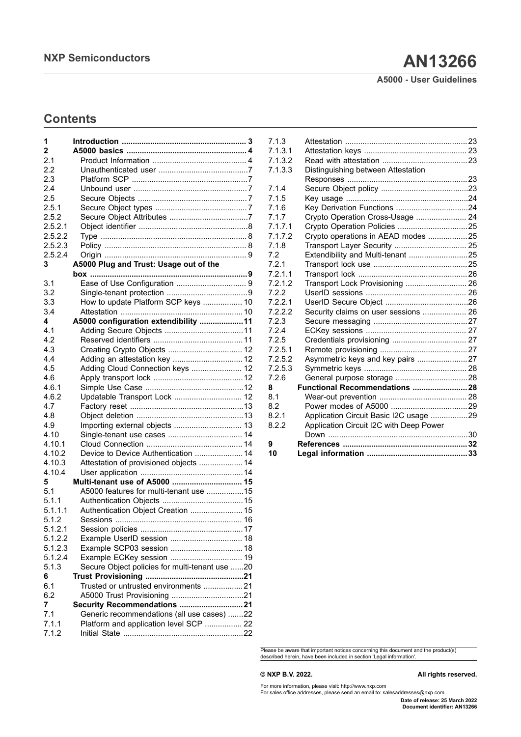## Contents

| | | |
|---|---|---|
| **1** | **Introduction** | **3** |
| **2** | **A5000 basics** | **4** |
| 2.1 | Product Information | 4 |
| 2.2 | Unauthenticated user | 7 |
| 2.3 | Platform SCP | 7 |
| 2.4 | Unbound user | 7 |
| 2.5 | Secure Objects | 7 |
| 2.5.1 | Secure Object types | 7 |
| 2.5.2 | Secure Object Attributes | 7 |
| 2.5.2.1 | Object identifier | 8 |
| 2.5.2.2 | Type | 8 |
| 2.5.2.3 | Policy | 8 |
| 2.5.2.4 | Origin | 9 |
| **3** | **A5000 Plug and Trust: Usage out of the box** | **9** |
| 3.1 | Ease of Use Configuration | 9 |
| 3.2 | Single-tenant protection | 9 |
| 3.3 | How to update Platform SCP keys | 10 |
| 3.4 | Attestation | 10 |
| **4** | **A5000 configuration extendibility** | **11** |
| 4.1 | Adding Secure Objects | 11 |
| 4.2 | Reserved identifiers | 11 |
| 4.3 | Creating Crypto Objects | 12 |
| 4.4 | Adding an attestation key | 12 |
| 4.5 | Adding Cloud Connection keys | 12 |
| 4.6 | Apply transport lock | 12 |
| 4.6.1 | Simple Use Case | 12 |
| 4.6.2 | Updatable Transport Lock | 12 |
| 4.7 | Factory reset | 13 |
| 4.8 | Object deletion | 13 |
| 4.9 | Importing external objects | 13 |
| 4.10 | Single-tenant use cases | 14 |
| 4.10.1 | Cloud Connection | 14 |
| 4.10.2 | Device to Device Authentication | 14 |
| 4.10.3 | Attestation of provisioned objects | 14 |
| 4.10.4 | User application | 14 |
| **5** | **Multi-tenant use of A5000** | **15** |
| 5.1 | A5000 features for multi-tenant use | 15 |
| 5.1.1 | Authentication Objects | 15 |
| 5.1.1.1 | Authentication Object Creation | 15 |
| 5.1.2 | Sessions | 16 |
| 5.1.2.1 | Session policies | 17 |
| 5.1.2.2 | Example UserID session | 18 |
| 5.1.2.3 | Example SCP03 session | 18 |
| 5.1.2.4 | Example ECKey session | 19 |
| 5.1.3 | Secure Object policies for multi-tenant use | 20 |
| **6** | **Trust Provisioning** | **21** |
| 6.1 | Trusted or untrusted environments | 21 |
| 6.2 | A5000 Trust Provisioning | 21 |
| **7** | **Security Recommendations** | **21** |
| 7.1 | Generic recommendations (all use cases) | 22 |
| 7.1.1 | Platform and application level SCP | 22 |
| 7.1.2 | Initial State | 22 |
| 7.1.3 | Attestation | 23 |
| 7.1.3.1 | Attestation keys | 23 |
| 7.1.3.2 | Read with attestation | 23 |
| 7.1.3.3 | Distinguishing between Attestation Responses | 23 |
| 7.1.4 | Secure Object policy | 23 |
| 7.1.5 | Key usage | 24 |
| 7.1.6 | Key Derivation Functions | 24 |
| 7.1.7 | Crypto Operation Cross-Usage | 24 |
| 7.1.7.1 | Crypto Operation Policies | 25 |
| 7.1.7.2 | Crypto operations in AEAD modes | 25 |
| 7.1.8 | Transport Layer Security | 25 |
| 7.2 | Extendibility and Multi-tenant | 25 |
| 7.2.1 | Transport lock use | 25 |
| 7.2.1.1 | Transport lock | 26 |
| 7.2.1.2 | Transport Lock Provisioning | 26 |
| 7.2.2 | UserID sessions | 26 |
| 7.2.2.1 | UserID Secure Object | 26 |
| 7.2.2.2 | Security claims on user sessions | 26 |
| 7.2.3 | Secure messaging | 27 |
| 7.2.4 | ECKey sessions | 27 |
| 7.2.5 | Credentials provisioning | 27 |
| 7.2.5.1 | Remote provisioning | 27 |
| 7.2.5.2 | Asymmetric keys and key pairs | 27 |
| 7.2.5.3 | Symmetric keys | 28 |
| 7.2.6 | General purpose storage | 28 |
| **8** | **Functional Recommendations** | **28** |
| 8.1 | Wear-out prevention | 28 |
| 8.2 | Power modes of A5000 | 29 |
| 8.2.1 | Application Circuit Basic I2C usage | 29 |
| 8.2.2 | Application Circuit I2C with Deep Power Down | 30 |
| **9** | **References** | **32** |
| **10** | **Legal information** | **33** |

Please be aware that important notices concerning this document and the product(s) described herein, have been included in section 'Legal information'.

**© NXP B.V. 2022.** **All rights reserved.**

For more information, please visit: http://www.nxp.com
For sales office addresses, please send an email to: salesaddresses@nxp.com

**Date of release: 25 March 2022**
**Document identifier: AN13266**